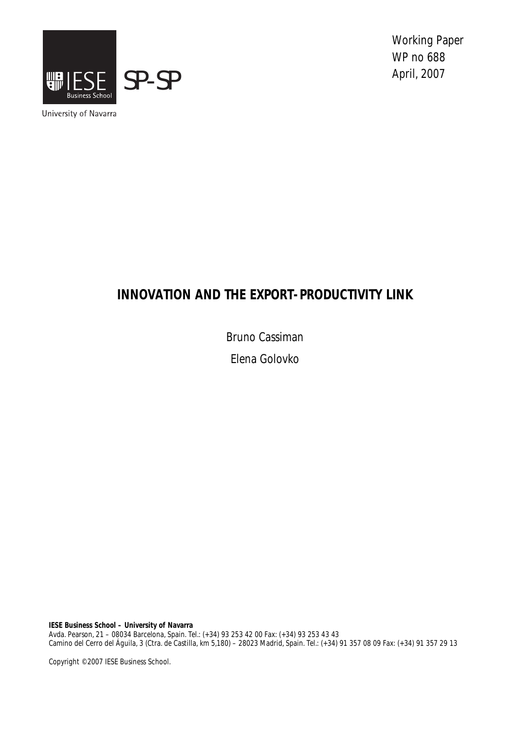University of Navarra

SP-SP

Working Paper
WP no 688
April, 2007

# INNOVATION AND THE EXPORT-PRODUCTIVITY LINK

Bruno Cassiman

Elena Golovko

**IESE Business School – University of Navarra**
Avda. Pearson, 21 – 08034 Barcelona, Spain. Tel.: (+34) 93 253 42 00 Fax: (+34) 93 253 43 43
Camino del Cerro del Águila, 3 (Ctra. de Castilla, km 5,180) – 28023 Madrid, Spain. Tel.: (+34) 91 357 08 09 Fax: (+34) 91 357 29 13

Copyright © 2007 IESE Business School.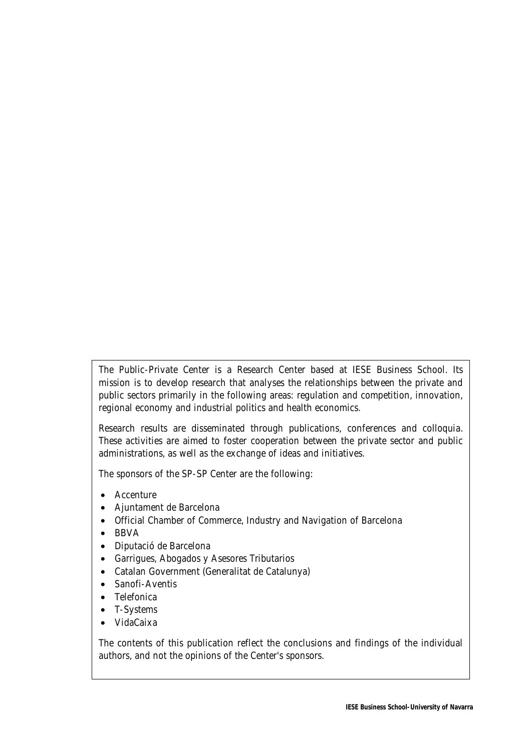The Public-Private Center is a Research Center based at IESE Business School. Its mission is to develop research that analyses the relationships between the private and public sectors primarily in the following areas: regulation and competition, innovation, regional economy and industrial politics and health economics.

Research results are disseminated through publications, conferences and colloquia. These activities are aimed to foster cooperation between the private sector and public administrations, as well as the exchange of ideas and initiatives.

The sponsors of the SP-SP Center are the following:

- Accenture
- Ajuntament de Barcelona
- Official Chamber of Commerce, Industry and Navigation of Barcelona
- BBVA
- Diputació de Barcelona
- Garrigues, Abogados y Asesores Tributarios
- Catalan Government (Generalitat de Catalunya)
- Sanofi-Aventis
- Telefonica
- T-Systems
- VidaCaixa

The contents of this publication reflect the conclusions and findings of the individual authors, and not the opinions of the Center's sponsors.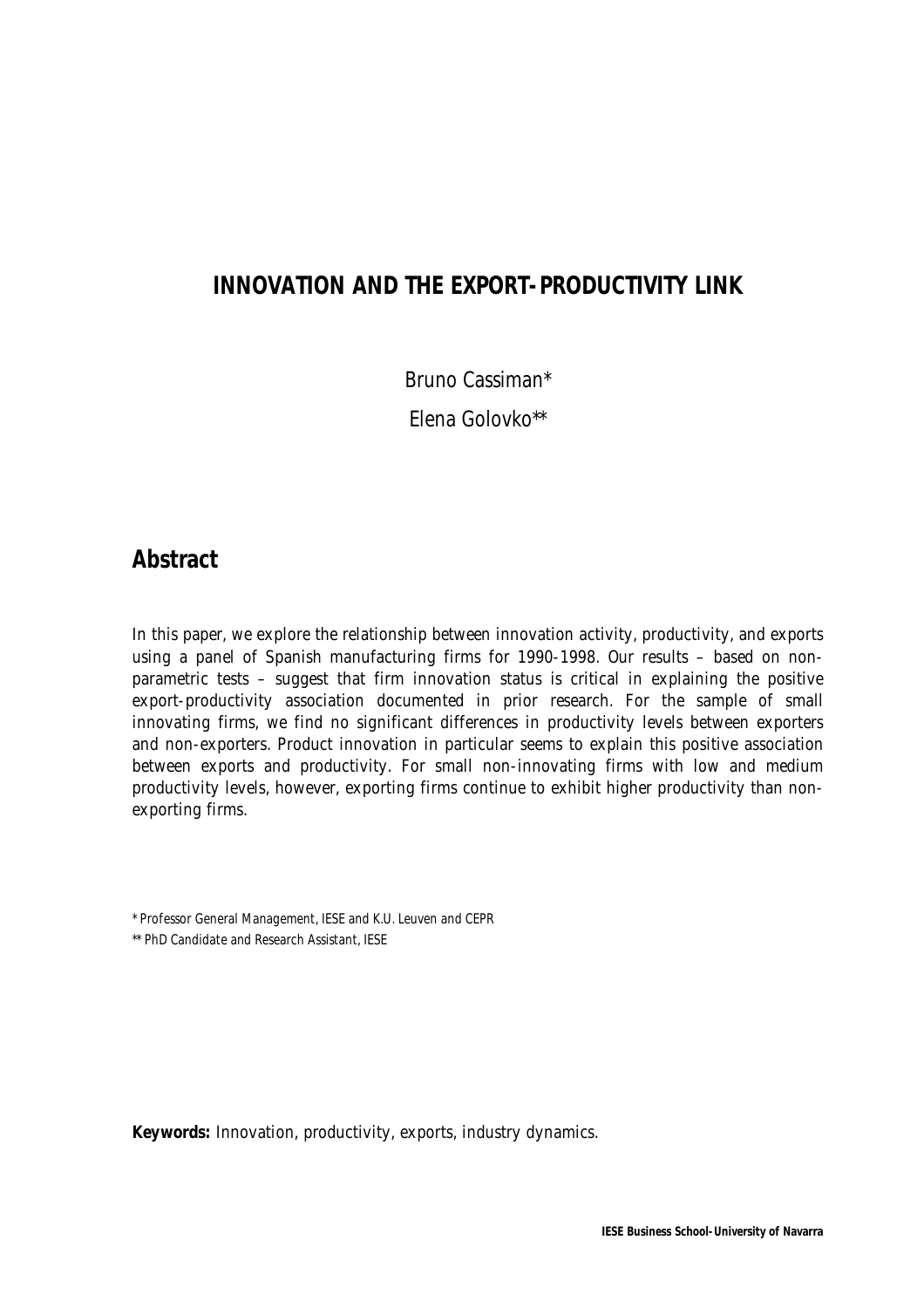# INNOVATION AND THE EXPORT-PRODUCTIVITY LINK

Bruno Cassiman*

Elena Golovko**

## Abstract

*In this paper, we explore the relationship between innovation activity, productivity, and exports using a panel of Spanish manufacturing firms for 1990-1998. Our results – based on non-parametric tests – suggest that firm innovation status is critical in explaining the positive export-productivity association documented in prior research. For the sample of small innovating firms, we find no significant differences in productivity levels between exporters and non-exporters. Product innovation in particular seems to explain this positive association between exports and productivity. For small non-innovating firms with low and medium productivity levels, however, exporting firms continue to exhibit higher productivity than non-exporting firms.*

\* Professor General Management, IESE and K.U. Leuven and CEPR

\** PhD Candidate and Research Assistant, IESE

**Keywords:** Innovation, productivity, exports, industry dynamics.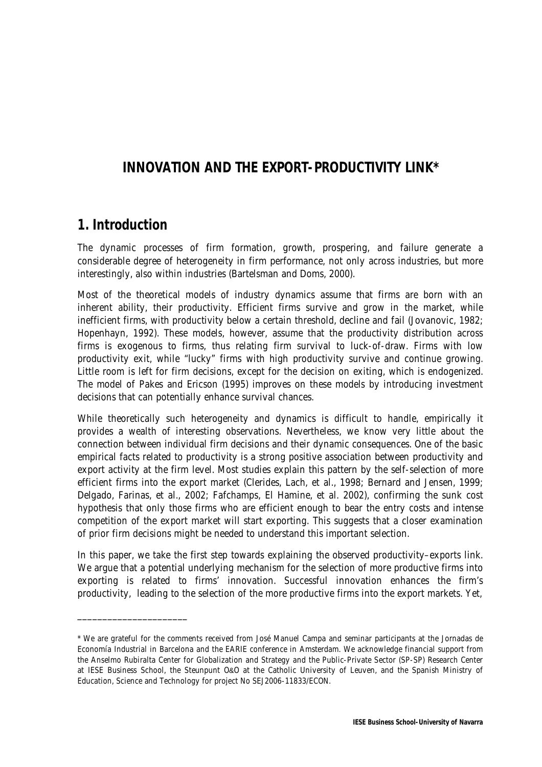# INNOVATION AND THE EXPORT-PRODUCTIVITY LINK*

## 1. Introduction

The dynamic processes of firm formation, growth, prospering, and failure generate a considerable degree of heterogeneity in firm performance, not only across industries, but more interestingly, also within industries (Bartelsman and Doms, 2000).

Most of the theoretical models of industry dynamics assume that firms are born with an inherent ability, their productivity. Efficient firms survive and grow in the market, while inefficient firms, with productivity below a certain threshold, decline and fail (Jovanovic, 1982; Hopenhayn, 1992). These models, however, assume that the productivity distribution across firms is exogenous to firms, thus relating firm survival to luck-of-draw. Firms with low productivity exit, while "lucky" firms with high productivity survive and continue growing. Little room is left for firm decisions, except for the decision on exiting, which is endogenized. The model of Pakes and Ericson (1995) improves on these models by introducing investment decisions that can potentially enhance survival chances.

While theoretically such heterogeneity and dynamics is difficult to handle, empirically it provides a wealth of interesting observations. Nevertheless, we know very little about the connection between individual firm decisions and their dynamic consequences. One of the basic empirical facts related to productivity is a strong positive association between productivity and export activity at the firm level. Most studies explain this pattern by the self-selection of more efficient firms into the export market (Clerides, Lach, et al., 1998; Bernard and Jensen, 1999; Delgado, Farinas, et al., 2002; Fafchamps, El Hamine, et al. 2002), confirming the sunk cost hypothesis that only those firms who are efficient enough to bear the entry costs and intense competition of the export market will start exporting. This suggests that a closer examination of prior firm decisions might be needed to understand this important selection.

In this paper, we take the first step towards explaining the observed productivity–exports link. We argue that a potential underlying mechanism for the selection of more productive firms into exporting is related to firms' innovation. Successful innovation enhances the firm's productivity, leading to the selection of the more productive firms into the export markets. Yet,

---

* We are grateful for the comments received from José Manuel Campa and seminar participants at the Jornadas de Economía Industrial in Barcelona and the EARIE conference in Amsterdam. We acknowledge financial support from the Anselmo Rubiralta Center for Globalization and Strategy and the Public-Private Sector (SP-SP) Research Center at IESE Business School, the Steunpunt O&O at the Catholic University of Leuven, and the Spanish Ministry of Education, Science and Technology for project No SEJ2006-11833/ECON.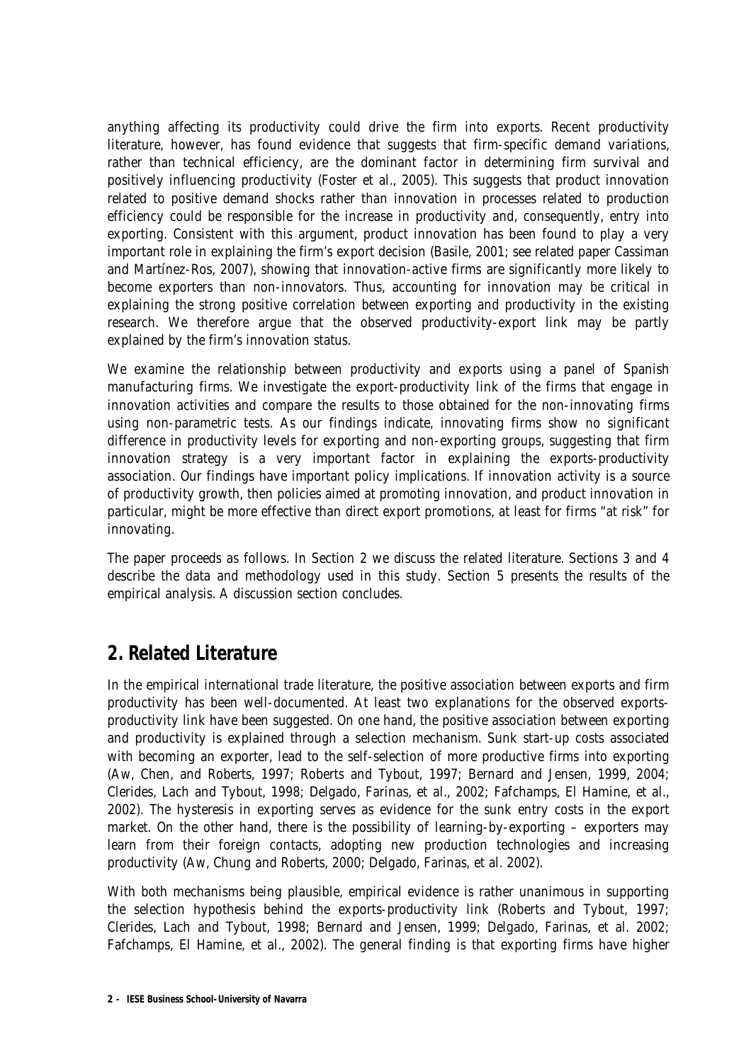anything affecting its productivity could drive the firm into exports. Recent productivity literature, however, has found evidence that suggests that firm-specific demand variations, rather than technical efficiency, are the dominant factor in determining firm survival and positively influencing productivity (Foster et al., 2005). This suggests that product innovation related to positive demand shocks rather than innovation in processes related to production efficiency could be responsible for the increase in productivity and, consequently, entry into exporting. Consistent with this argument, product innovation has been found to play a very important role in explaining the firm's export decision (Basile, 2001; see related paper Cassiman and Martínez-Ros, 2007), showing that innovation-active firms are significantly more likely to become exporters than non-innovators. Thus, accounting for innovation may be critical in explaining the strong positive correlation between exporting and productivity in the existing research. We therefore argue that the observed productivity-export link may be partly explained by the firm's innovation status.

We examine the relationship between productivity and exports using a panel of Spanish manufacturing firms. We investigate the export-productivity link of the firms that engage in innovation activities and compare the results to those obtained for the non-innovating firms using non-parametric tests. As our findings indicate, innovating firms show no significant difference in productivity levels for exporting and non-exporting groups, suggesting that firm innovation strategy is a very important factor in explaining the exports-productivity association. Our findings have important policy implications. If innovation activity is a source of productivity growth, then policies aimed at promoting innovation, and product innovation in particular, might be more effective than direct export promotions, at least for firms "at risk" for innovating.

The paper proceeds as follows. In Section 2 we discuss the related literature. Sections 3 and 4 describe the data and methodology used in this study. Section 5 presents the results of the empirical analysis. A discussion section concludes.

## 2. Related Literature

In the empirical international trade literature, the positive association between exports and firm productivity has been well-documented. At least two explanations for the observed exports-productivity link have been suggested. On one hand, the positive association between exporting and productivity is explained through a selection mechanism. Sunk start-up costs associated with becoming an exporter, lead to the self-selection of more productive firms into exporting (Aw, Chen, and Roberts, 1997; Roberts and Tybout, 1997; Bernard and Jensen, 1999, 2004; Clerides, Lach and Tybout, 1998; Delgado, Farinas, et al., 2002; Fafchamps, El Hamine, et al., 2002). The hysteresis in exporting serves as evidence for the sunk entry costs in the export market. On the other hand, there is the possibility of learning-by-exporting – exporters may learn from their foreign contacts, adopting new production technologies and increasing productivity (Aw, Chung and Roberts, 2000; Delgado, Farinas, et al. 2002).

With both mechanisms being plausible, empirical evidence is rather unanimous in supporting the selection hypothesis behind the exports-productivity link (Roberts and Tybout, 1997; Clerides, Lach and Tybout, 1998; Bernard and Jensen, 1999; Delgado, Farinas, et al. 2002; Fafchamps, El Hamine, et al., 2002). The general finding is that exporting firms have higher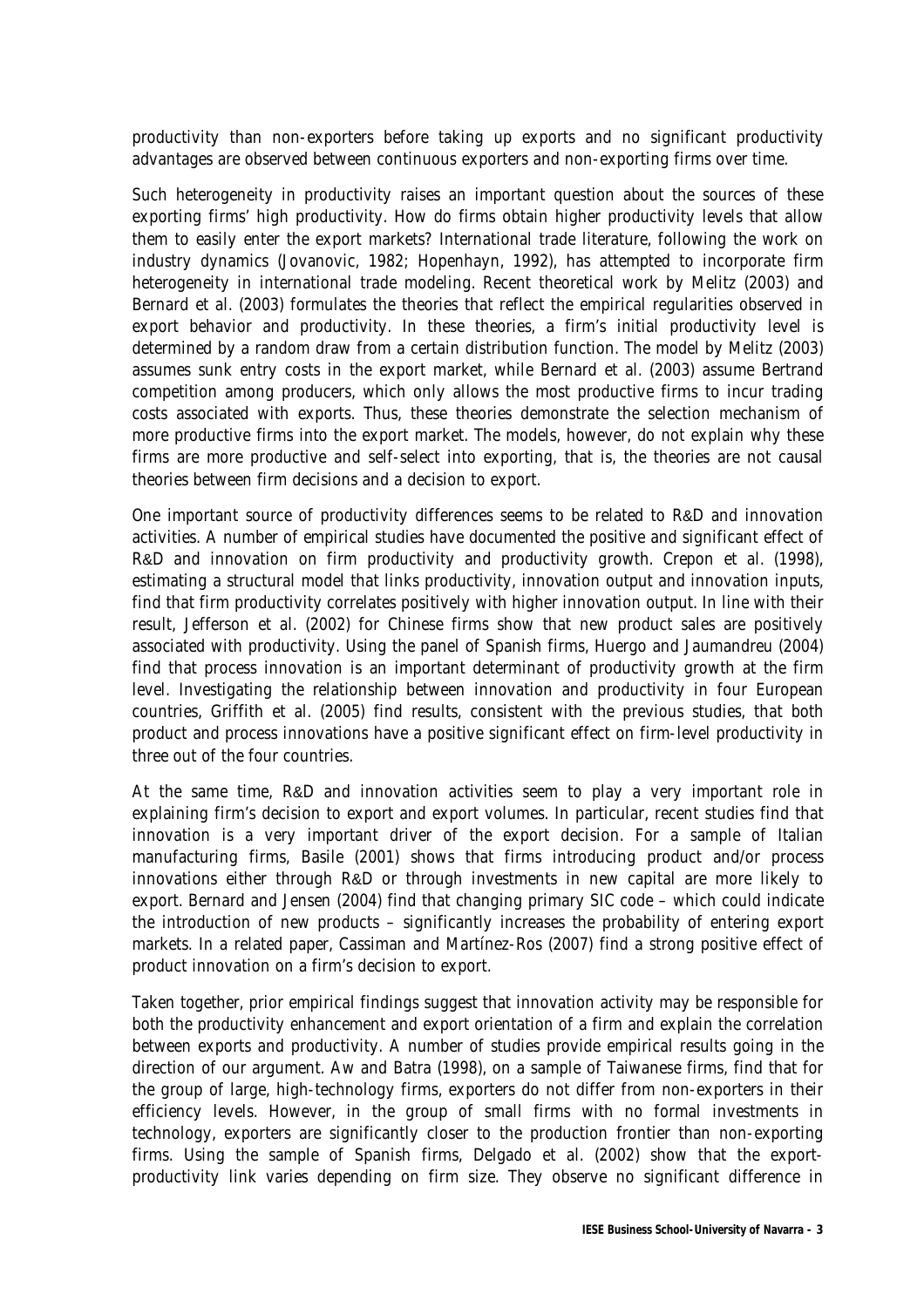productivity than non-exporters before taking up exports and no significant productivity advantages are observed between continuous exporters and non-exporting firms over time.

Such heterogeneity in productivity raises an important question about the sources of these exporting firms' high productivity. How do firms obtain higher productivity levels that allow them to easily enter the export markets? International trade literature, following the work on industry dynamics (Jovanovic, 1982; Hopenhayn, 1992), has attempted to incorporate firm heterogeneity in international trade modeling. Recent theoretical work by Melitz (2003) and Bernard et al. (2003) formulates the theories that reflect the empirical regularities observed in export behavior and productivity. In these theories, a firm's initial productivity level is determined by a random draw from a certain distribution function. The model by Melitz (2003) assumes sunk entry costs in the export market, while Bernard et al. (2003) assume Bertrand competition among producers, which only allows the most productive firms to incur trading costs associated with exports. Thus, these theories demonstrate the selection mechanism of more productive firms into the export market. The models, however, do not explain why these firms are more productive and self-select into exporting, that is, the theories are not causal theories between firm decisions and a decision to export.

One important source of productivity differences seems to be related to R&D and innovation activities. A number of empirical studies have documented the positive and significant effect of R&D and innovation on firm productivity and productivity growth. Crepon et al. (1998), estimating a structural model that links productivity, innovation output and innovation inputs, find that firm productivity correlates positively with higher innovation output. In line with their result, Jefferson et al. (2002) for Chinese firms show that new product sales are positively associated with productivity. Using the panel of Spanish firms, Huergo and Jaumandreu (2004) find that process innovation is an important determinant of productivity growth at the firm level. Investigating the relationship between innovation and productivity in four European countries, Griffith et al. (2005) find results, consistent with the previous studies, that both product and process innovations have a positive significant effect on firm-level productivity in three out of the four countries.

At the same time, R&D and innovation activities seem to play a very important role in explaining firm's decision to export and export volumes. In particular, recent studies find that innovation is a very important driver of the export decision. For a sample of Italian manufacturing firms, Basile (2001) shows that firms introducing product and/or process innovations either through R&D or through investments in new capital are more likely to export. Bernard and Jensen (2004) find that changing primary SIC code – which could indicate the introduction of new products – significantly increases the probability of entering export markets. In a related paper, Cassiman and Martínez-Ros (2007) find a strong positive effect of product innovation on a firm's decision to export.

Taken together, prior empirical findings suggest that innovation activity may be responsible for both the productivity enhancement and export orientation of a firm and explain the correlation between exports and productivity. A number of studies provide empirical results going in the direction of our argument. Aw and Batra (1998), on a sample of Taiwanese firms, find that for the group of large, high-technology firms, exporters do not differ from non-exporters in their efficiency levels. However, in the group of small firms with no formal investments in technology, exporters are significantly closer to the production frontier than non-exporting firms. Using the sample of Spanish firms, Delgado et al. (2002) show that the export-productivity link varies depending on firm size. They observe no significant difference in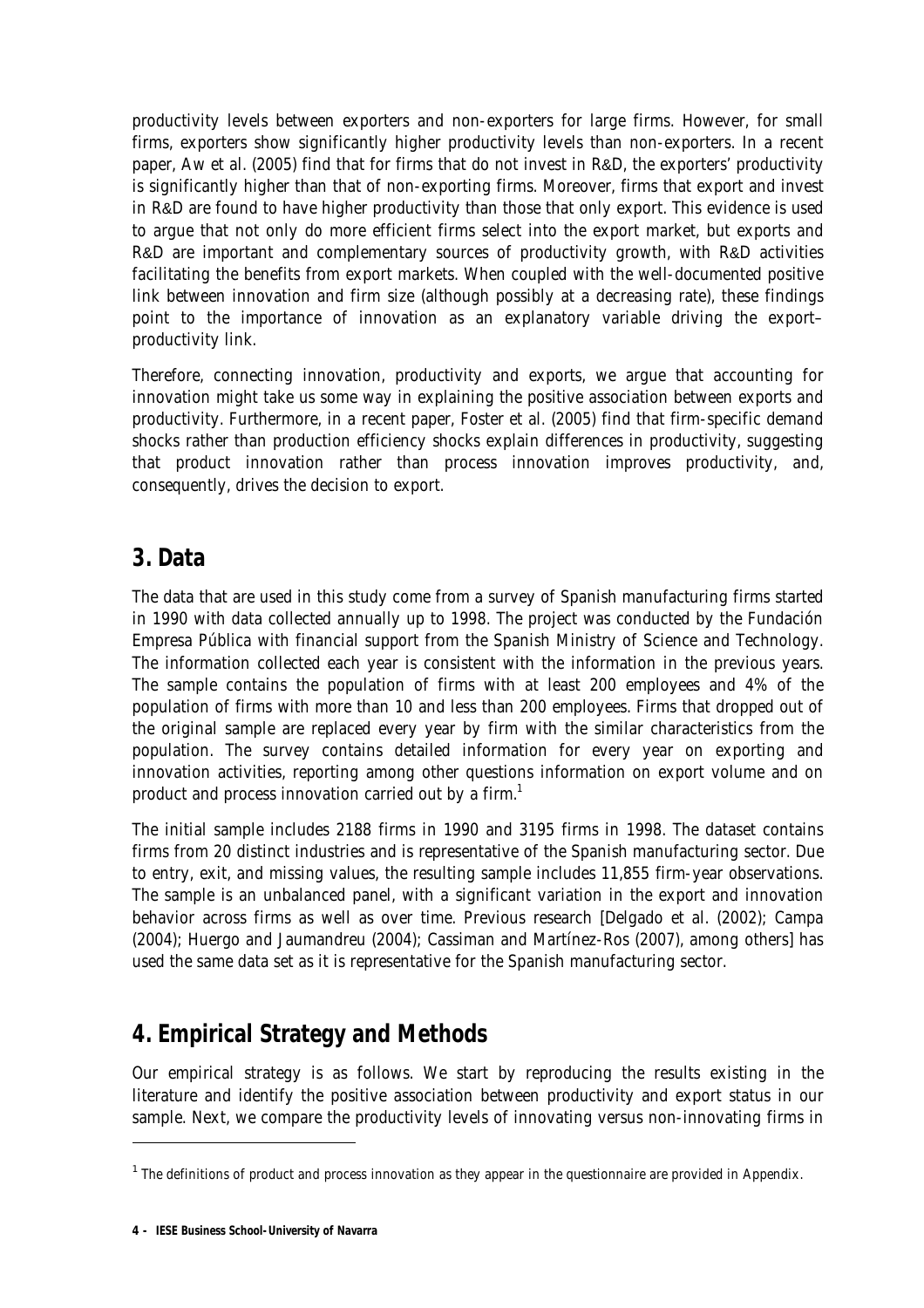productivity levels between exporters and non-exporters for large firms. However, for small firms, exporters show significantly higher productivity levels than non-exporters. In a recent paper, Aw et al. (2005) find that for firms that do not invest in R&D, the exporters' productivity is significantly higher than that of non-exporting firms. Moreover, firms that export and invest in R&D are found to have higher productivity than those that only export. This evidence is used to argue that not only do more efficient firms select into the export market, but exports and R&D are important and complementary sources of productivity growth, with R&D activities facilitating the benefits from export markets. When coupled with the well-documented positive link between innovation and firm size (although possibly at a decreasing rate), these findings point to the importance of innovation as an explanatory variable driving the export–productivity link.

Therefore, connecting innovation, productivity and exports, we argue that accounting for innovation might take us some way in explaining the positive association between exports and productivity. Furthermore, in a recent paper, Foster et al. (2005) find that firm-specific demand shocks rather than production efficiency shocks explain differences in productivity, suggesting that product innovation rather than process innovation improves productivity, and, consequently, drives the decision to export.

## 3. Data

The data that are used in this study come from a survey of Spanish manufacturing firms started in 1990 with data collected annually up to 1998. The project was conducted by the Fundación Empresa Pública with financial support from the Spanish Ministry of Science and Technology. The information collected each year is consistent with the information in the previous years. The sample contains the population of firms with at least 200 employees and 4% of the population of firms with more than 10 and less than 200 employees. Firms that dropped out of the original sample are replaced every year by firm with the similar characteristics from the population. The survey contains detailed information for every year on exporting and innovation activities, reporting among other questions information on export volume and on product and process innovation carried out by a firm.[1]

The initial sample includes 2188 firms in 1990 and 3195 firms in 1998. The dataset contains firms from 20 distinct industries and is representative of the Spanish manufacturing sector. Due to entry, exit, and missing values, the resulting sample includes 11,855 firm-year observations. The sample is an unbalanced panel, with a significant variation in the export and innovation behavior across firms as well as over time. Previous research [Delgado et al. (2002); Campa (2004); Huergo and Jaumandreu (2004); Cassiman and Martínez-Ros (2007), among others] has used the same data set as it is representative for the Spanish manufacturing sector.

## 4. Empirical Strategy and Methods

Our empirical strategy is as follows. We start by reproducing the results existing in the literature and identify the positive association between productivity and export status in our sample. Next, we compare the productivity levels of innovating versus non-innovating firms in

[1] The definitions of product and process innovation as they appear in the questionnaire are provided in Appendix.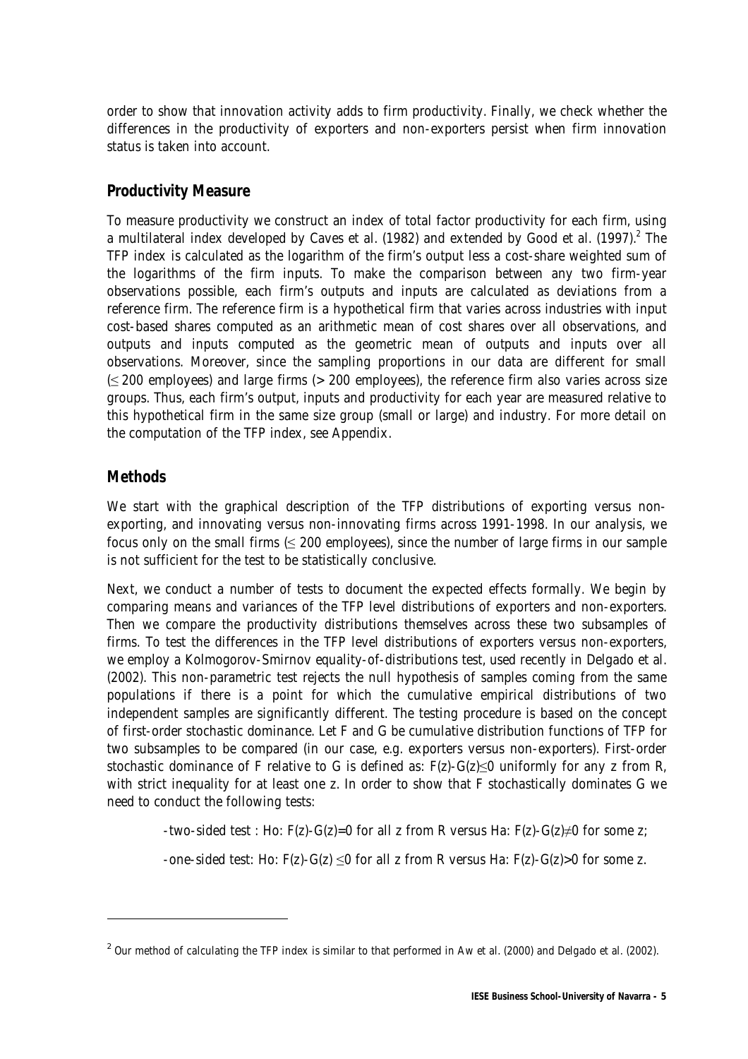order to show that innovation activity adds to firm productivity. Finally, we check whether the differences in the productivity of exporters and non-exporters persist when firm innovation status is taken into account.

## Productivity Measure

To measure productivity we construct an index of total factor productivity for each firm, using a multilateral index developed by Caves et al. (1982) and extended by Good et al. (1997).[2] The TFP index is calculated as the logarithm of the firm's output less a cost-share weighted sum of the logarithms of the firm inputs. To make the comparison between any two firm-year observations possible, each firm's outputs and inputs are calculated as deviations from a reference firm. The reference firm is a hypothetical firm that varies across industries with input cost-based shares computed as an arithmetic mean of cost shares over all observations, and outputs and inputs computed as the geometric mean of outputs and inputs over all observations. Moreover, since the sampling proportions in our data are different for small ($\leq$ 200 employees) and large firms (> 200 employees), the reference firm also varies across size groups. Thus, each firm's output, inputs and productivity for each year are measured relative to this hypothetical firm in the same size group (small or large) and industry. For more detail on the computation of the TFP index, see Appendix.

## Methods

We start with the graphical description of the TFP distributions of exporting versus non-exporting, and innovating versus non-innovating firms across 1991-1998. In our analysis, we focus only on the small firms ($\leq$ 200 employees), since the number of large firms in our sample is not sufficient for the test to be statistically conclusive.

Next, we conduct a number of tests to document the expected effects formally. We begin by comparing means and variances of the TFP level distributions of exporters and non-exporters. Then we compare the productivity distributions themselves across these two subsamples of firms. To test the differences in the TFP level distributions of exporters versus non-exporters, we employ a Kolmogorov-Smirnov equality-of-distributions test, used recently in Delgado et al. (2002). This non-parametric test rejects the null hypothesis of samples coming from the same populations if there is a point for which the cumulative empirical distributions of two independent samples are significantly different. The testing procedure is based on the concept of first-order stochastic dominance. Let F and G be cumulative distribution functions of TFP for two subsamples to be compared (in our case, e.g. exporters versus non-exporters). First-order stochastic dominance of F relative to G is defined as: $F(z)-G(z)\leq 0$ uniformly for any z from R, with strict inequality for at least one z. In order to show that F stochastically dominates G we need to conduct the following tests:

- two-sided test : Ho: $F(z)-G(z)=0$ for all z from R versus Ha: $F(z)-G(z)\neq 0$ for some z;
- one-sided test: Ho: $F(z)-G(z)\leq 0$ for all z from R versus Ha: $F(z)-G(z)>0$ for some z.

[2] Our method of calculating the TFP index is similar to that performed in Aw et al. (2000) and Delgado et al. (2002).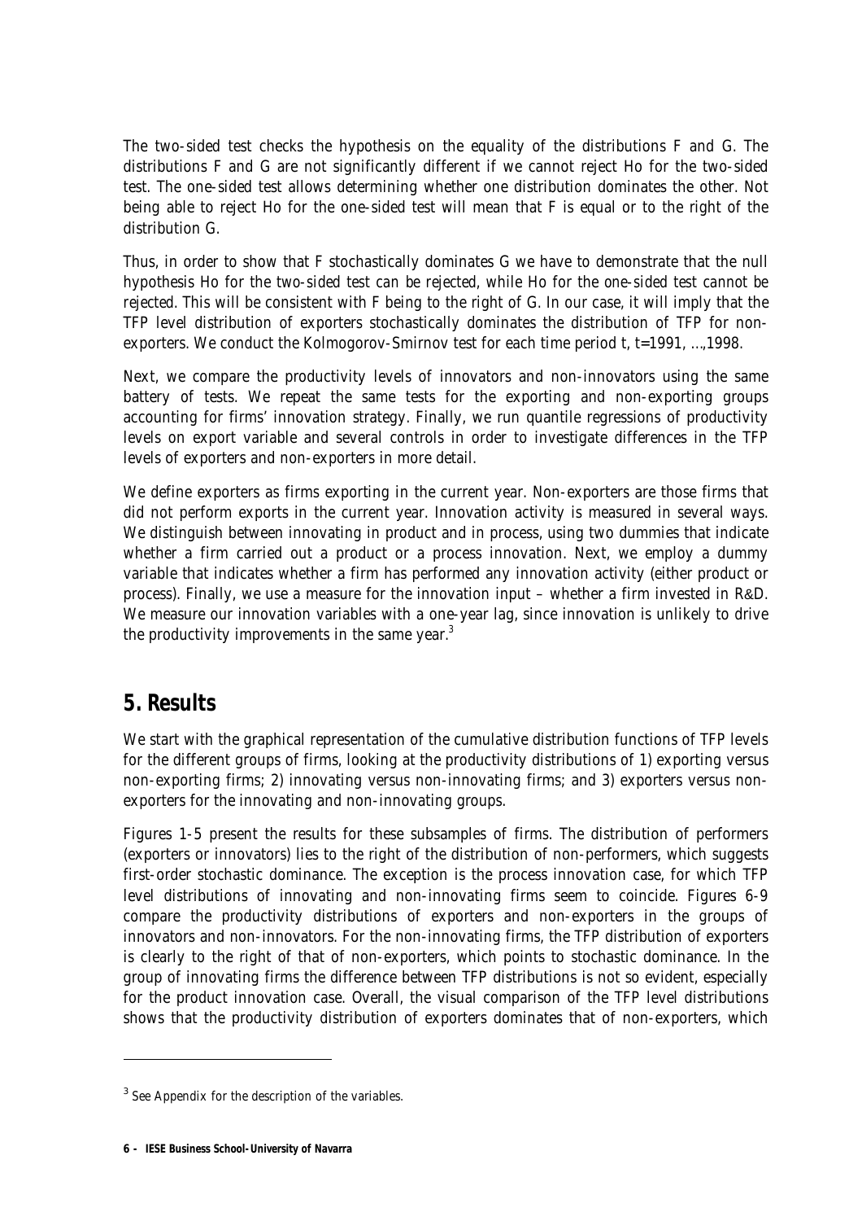The two-sided test checks the hypothesis on the equality of the distributions F and G. The distributions F and G are not significantly different if we cannot reject Ho for the two-sided test. The one-sided test allows determining whether one distribution dominates the other. Not being able to reject Ho for the one-sided test will mean that F is equal or to the right of the distribution G.

Thus, in order to show that F stochastically dominates G we have to demonstrate that the null hypothesis Ho for the two-sided test can be rejected, while Ho for the one-sided test cannot be rejected. This will be consistent with F being to the right of G. In our case, it will imply that the TFP level distribution of exporters stochastically dominates the distribution of TFP for non-exporters. We conduct the Kolmogorov-Smirnov test for each time period t, t=1991, …,1998.

Next, we compare the productivity levels of innovators and non-innovators using the same battery of tests. We repeat the same tests for the exporting and non-exporting groups accounting for firms' innovation strategy. Finally, we run quantile regressions of productivity levels on export variable and several controls in order to investigate differences in the TFP levels of exporters and non-exporters in more detail.

We define exporters as firms exporting in the current year. Non-exporters are those firms that did not perform exports in the current year. Innovation activity is measured in several ways. We distinguish between innovating in product and in process, using two dummies that indicate whether a firm carried out a product or a process innovation. Next, we employ a dummy variable that indicates whether a firm has performed any innovation activity (either product or process). Finally, we use a measure for the innovation input – whether a firm invested in R&D. We measure our innovation variables with a one-year lag, since innovation is unlikely to drive the productivity improvements in the same year.[3]

## 5. Results

We start with the graphical representation of the cumulative distribution functions of TFP levels for the different groups of firms, looking at the productivity distributions of 1) exporting versus non-exporting firms; 2) innovating versus non-innovating firms; and 3) exporters versus non-exporters for the innovating and non-innovating groups.

Figures 1-5 present the results for these subsamples of firms. The distribution of performers (exporters or innovators) lies to the right of the distribution of non-performers, which suggests first-order stochastic dominance. The exception is the process innovation case, for which TFP level distributions of innovating and non-innovating firms seem to coincide. Figures 6-9 compare the productivity distributions of exporters and non-exporters in the groups of innovators and non-innovators. For the non-innovating firms, the TFP distribution of exporters is clearly to the right of that of non-exporters, which points to stochastic dominance. In the group of innovating firms the difference between TFP distributions is not so evident, especially for the product innovation case. Overall, the visual comparison of the TFP level distributions shows that the productivity distribution of exporters dominates that of non-exporters, which

[3] See Appendix for the description of the variables.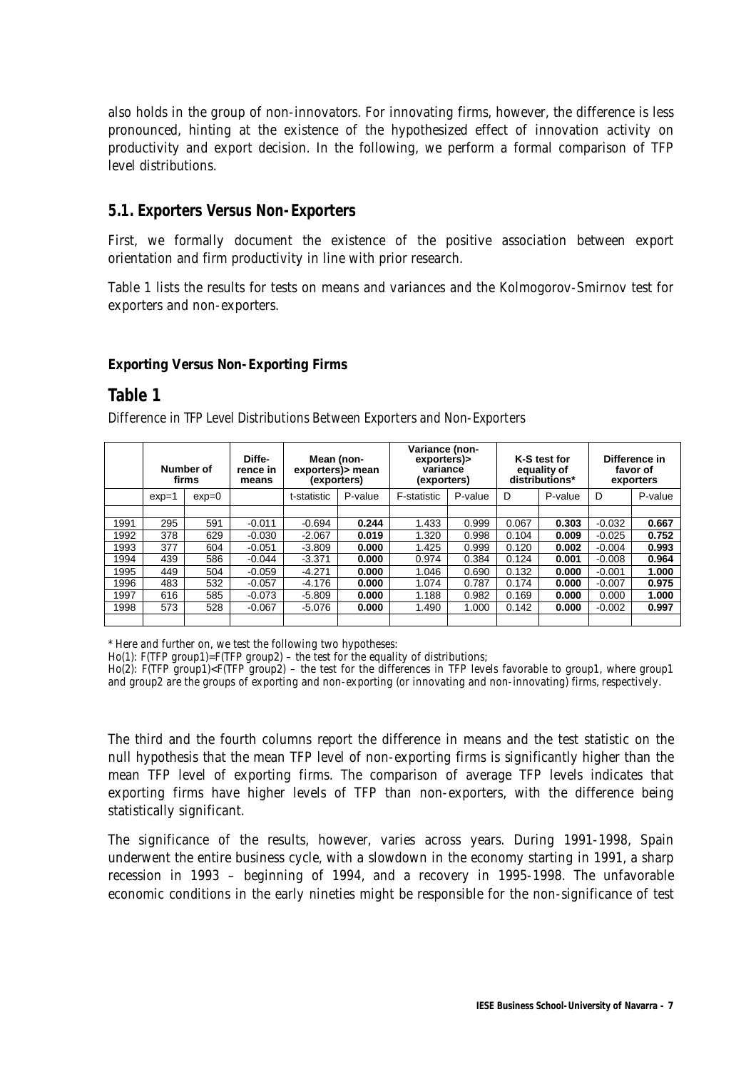also holds in the group of non-innovators. For innovating firms, however, the difference is less pronounced, hinting at the existence of the hypothesized effect of innovation activity on productivity and export decision. In the following, we perform a formal comparison of TFP level distributions.

## 5.1. Exporters Versus Non-Exporters

First, we formally document the existence of the positive association between export orientation and firm productivity in line with prior research.

Table 1 lists the results for tests on means and variances and the Kolmogorov-Smirnov test for exporters and non-exporters.

**Exporting Versus Non-Exporting Firms**

## Table 1

*Difference in TFP Level Distributions Between Exporters and Non-Exporters*

| | Number of firms | | Diffe-rence in means | Mean (non-exporters)> mean (exporters) | | Variance (non-exporters)> variance (exporters) | | K-S test for equality of distributions* | | Difference in favor of exporters | |
|---|---|---|---|---|---|---|---|---|---|---|---|
| | exp=1 | exp=0 | | t-statistic | P-value | F-statistic | P-value | D | P-value | D | P-value |
| 1991 | 295 | 591 | -0.011 | -0.694 | **0.244** | 1.433 | 0.999 | 0.067 | **0.303** | -0.032 | **0.667** |
| 1992 | 378 | 629 | -0.030 | -2.067 | **0.019** | 1.320 | 0.998 | 0.104 | **0.009** | -0.025 | **0.752** |
| 1993 | 377 | 604 | -0.051 | -3.809 | **0.000** | 1.425 | 0.999 | 0.120 | **0.002** | -0.004 | **0.993** |
| 1994 | 439 | 586 | -0.044 | -3.371 | **0.000** | 0.974 | 0.384 | 0.124 | **0.001** | -0.008 | **0.964** |
| 1995 | 449 | 504 | -0.059 | -4.271 | **0.000** | 1.046 | 0.690 | 0.132 | **0.000** | -0.001 | **1.000** |
| 1996 | 483 | 532 | -0.057 | -4.176 | **0.000** | 1.074 | 0.787 | 0.174 | **0.000** | -0.007 | **0.975** |
| 1997 | 616 | 585 | -0.073 | -5.809 | **0.000** | 1.188 | 0.982 | 0.169 | **0.000** | 0.000 | **1.000** |
| 1998 | 573 | 528 | -0.067 | -5.076 | **0.000** | 1.490 | 1.000 | 0.142 | **0.000** | -0.002 | **0.997** |

\* Here and further on, we test the following two hypotheses:

Ho(1): F(TFP group1)=F(TFP group2) – the test for the equality of distributions;

Ho(2): F(TFP group1)<F(TFP group2) – the test for the differences in TFP levels favorable to group1, where group1 and group2 are the groups of exporting and non-exporting (or innovating and non-innovating) firms, respectively.

The third and the fourth columns report the difference in means and the test statistic on the null hypothesis that the mean TFP level of non-exporting firms is significantly higher than the mean TFP level of exporting firms. The comparison of average TFP levels indicates that exporting firms have higher levels of TFP than non-exporters, with the difference being statistically significant.

The significance of the results, however, varies across years. During 1991-1998, Spain underwent the entire business cycle, with a slowdown in the economy starting in 1991, a sharp recession in 1993 – beginning of 1994, and a recovery in 1995-1998. The unfavorable economic conditions in the early nineties might be responsible for the non-significance of test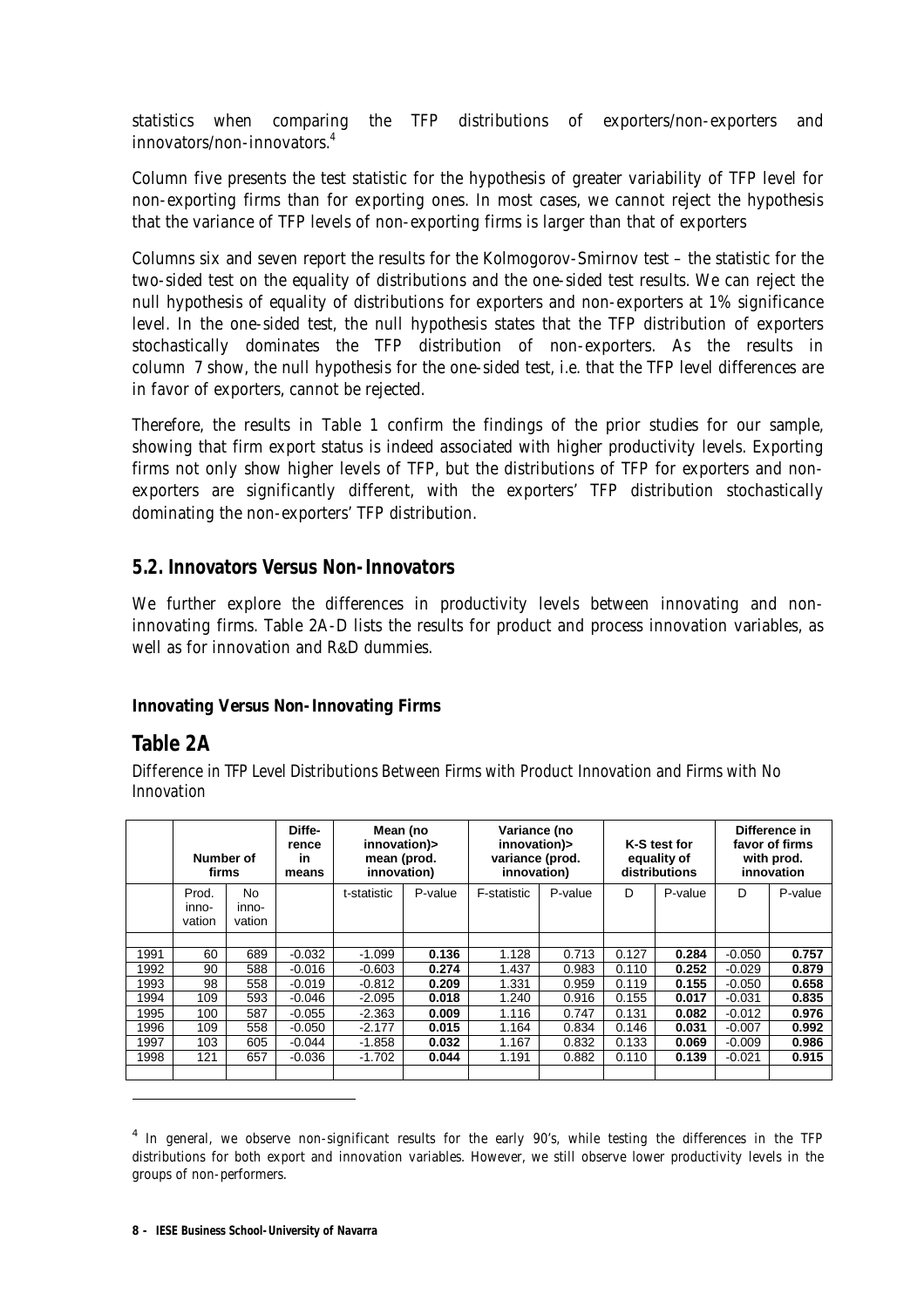statistics when comparing the TFP distributions of exporters/non-exporters and innovators/non-innovators.[4]

Column five presents the test statistic for the hypothesis of greater variability of TFP level for non-exporting firms than for exporting ones. In most cases, we cannot reject the hypothesis that the variance of TFP levels of non-exporting firms is larger than that of exporters

Columns six and seven report the results for the Kolmogorov-Smirnov test – the statistic for the two-sided test on the equality of distributions and the one-sided test results. We can reject the null hypothesis of equality of distributions for exporters and non-exporters at 1% significance level. In the one-sided test, the null hypothesis states that the TFP distribution of exporters stochastically dominates the TFP distribution of non-exporters. As the results in column 7 show, the null hypothesis for the one-sided test, i.e. that the TFP level differences are in favor of exporters, cannot be rejected.

Therefore, the results in Table 1 confirm the findings of the prior studies for our sample, showing that firm export status is indeed associated with higher productivity levels. Exporting firms not only show higher levels of TFP, but the distributions of TFP for exporters and non-exporters are significantly different, with the exporters' TFP distribution stochastically dominating the non-exporters' TFP distribution.

## 5.2. Innovators Versus Non-Innovators

We further explore the differences in productivity levels between innovating and non-innovating firms. Table 2A-D lists the results for product and process innovation variables, as well as for innovation and R&D dummies.

### Innovating Versus Non-Innovating Firms

## Table 2A

*Difference in TFP Level Distributions Between Firms with Product Innovation and Firms with No Innovation*

| | Number of firms | | Difference in means | Mean (no innovation)> mean (prod. innovation) | | Variance (no innovation)> variance (prod. innovation) | | K-S test for equality of distributions | | Difference in favor of firms with prod. innovation | |
|---|---|---|---|---|---|---|---|---|---|---|---|
| | Prod. innovation | No innovation | | t-statistic | P-value | F-statistic | P-value | D | P-value | D | P-value |
| 1991 | 60 | 689 | -0.032 | -1.099 | **0.136** | 1.128 | 0.713 | 0.127 | **0.284** | -0.050 | **0.757** |
| 1992 | 90 | 588 | -0.016 | -0.603 | **0.274** | 1.437 | 0.983 | 0.110 | **0.252** | -0.029 | **0.879** |
| 1993 | 98 | 558 | -0.019 | -0.812 | **0.209** | 1.331 | 0.959 | 0.119 | **0.155** | -0.050 | **0.658** |
| 1994 | 109 | 593 | -0.046 | -2.095 | **0.018** | 1.240 | 0.916 | 0.155 | **0.017** | -0.031 | **0.835** |
| 1995 | 100 | 587 | -0.055 | -2.363 | **0.009** | 1.116 | 0.747 | 0.131 | **0.082** | -0.012 | **0.976** |
| 1996 | 109 | 558 | -0.050 | -2.177 | **0.015** | 1.164 | 0.834 | 0.146 | **0.031** | -0.007 | **0.992** |
| 1997 | 103 | 605 | -0.044 | -1.858 | **0.032** | 1.167 | 0.832 | 0.133 | **0.069** | -0.009 | **0.986** |
| 1998 | 121 | 657 | -0.036 | -1.702 | **0.044** | 1.191 | 0.882 | 0.110 | **0.139** | -0.021 | **0.915** |

[4] In general, we observe non-significant results for the early 90's, while testing the differences in the TFP distributions for both export and innovation variables. However, we still observe lower productivity levels in the groups of non-performers.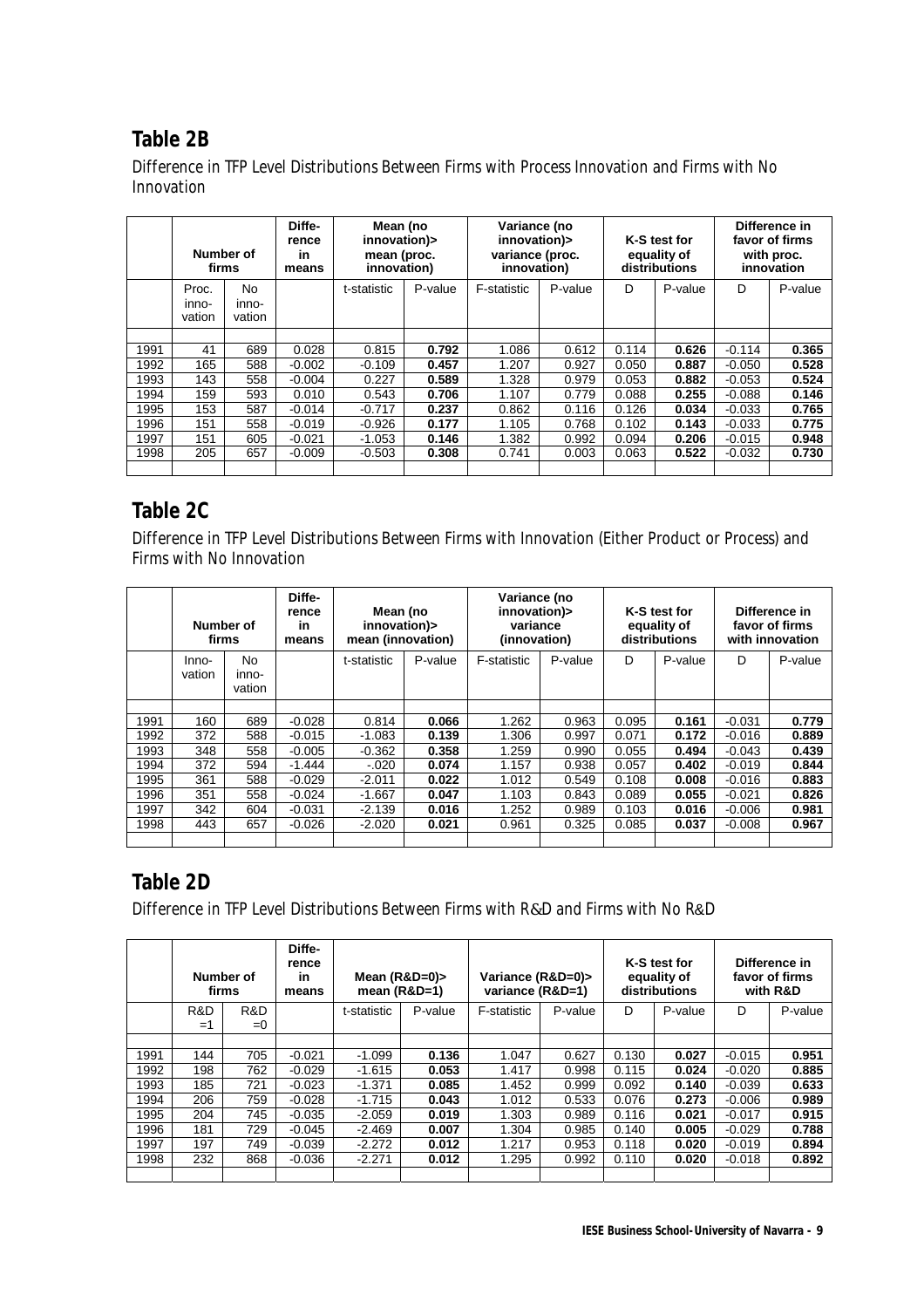## Table 2B

Difference in TFP Level Distributions Between Firms with Process Innovation and Firms with No Innovation

| | Number of firms | | Difference in means | Mean (no innovation)> mean (proc. innovation) | | Variance (no innovation)> variance (proc. innovation) | | K-S test for equality of distributions | | Difference in favor of firms with proc. innovation | |
|---|---|---|---|---|---|---|---|---|---|---|---|
| | Proc. innovation | No innovation | | t-statistic | P-value | F-statistic | P-value | D | P-value | D | P-value |
| 1991 | 41 | 689 | 0.028 | 0.815 | **0.792** | 1.086 | 0.612 | 0.114 | **0.626** | -0.114 | **0.365** |
| 1992 | 165 | 588 | -0.002 | -0.109 | **0.457** | 1.207 | 0.927 | 0.050 | **0.887** | -0.050 | **0.528** |
| 1993 | 143 | 558 | -0.004 | 0.227 | **0.589** | 1.328 | 0.979 | 0.053 | **0.882** | -0.053 | **0.524** |
| 1994 | 159 | 593 | 0.010 | 0.543 | **0.706** | 1.107 | 0.779 | 0.088 | **0.255** | -0.088 | **0.146** |
| 1995 | 153 | 587 | -0.014 | -0.717 | **0.237** | 0.862 | 0.116 | 0.126 | **0.034** | -0.033 | **0.765** |
| 1996 | 151 | 558 | -0.019 | -0.926 | **0.177** | 1.105 | 0.768 | 0.102 | **0.143** | -0.033 | **0.775** |
| 1997 | 151 | 605 | -0.021 | -1.053 | **0.146** | 1.382 | 0.992 | 0.094 | **0.206** | -0.015 | **0.948** |
| 1998 | 205 | 657 | -0.009 | -0.503 | **0.308** | 0.741 | 0.003 | 0.063 | **0.522** | -0.032 | **0.730** |

## Table 2C

Difference in TFP Level Distributions Between Firms with Innovation (Either Product or Process) and Firms with No Innovation

| | Number of firms | | Difference in means | Mean (no innovation)> mean (innovation) | | Variance (no innovation)> variance (innovation) | | K-S test for equality of distributions | | Difference in favor of firms with innovation | |
|---|---|---|---|---|---|---|---|---|---|---|---|
| | Innovation | No innovation | | t-statistic | P-value | F-statistic | P-value | D | P-value | D | P-value |
| 1991 | 160 | 689 | -0.028 | 0.814 | **0.066** | 1.262 | 0.963 | 0.095 | **0.161** | -0.031 | **0.779** |
| 1992 | 372 | 588 | -0.015 | -1.083 | **0.139** | 1.306 | 0.997 | 0.071 | **0.172** | -0.016 | **0.889** |
| 1993 | 348 | 558 | -0.005 | -0.362 | **0.358** | 1.259 | 0.990 | 0.055 | **0.494** | -0.043 | **0.439** |
| 1994 | 372 | 594 | -1.444 | -.020 | **0.074** | 1.157 | 0.938 | 0.057 | **0.402** | -0.019 | **0.844** |
| 1995 | 361 | 588 | -0.029 | -2.011 | **0.022** | 1.012 | 0.549 | 0.108 | **0.008** | -0.016 | **0.883** |
| 1996 | 351 | 558 | -0.024 | -1.667 | **0.047** | 1.103 | 0.843 | 0.089 | **0.055** | -0.021 | **0.826** |
| 1997 | 342 | 604 | -0.031 | -2.139 | **0.016** | 1.252 | 0.989 | 0.103 | **0.016** | -0.006 | **0.981** |
| 1998 | 443 | 657 | -0.026 | -2.020 | **0.021** | 0.961 | 0.325 | 0.085 | **0.037** | -0.008 | **0.967** |

## Table 2D

Difference in TFP Level Distributions Between Firms with R&D and Firms with No R&D

| | Number of firms | | Difference in means | Mean (R&D=0)> mean (R&D=1) | | Variance (R&D=0)> variance (R&D=1) | | K-S test for equality of distributions | | Difference in favor of firms with R&D | |
|---|---|---|---|---|---|---|---|---|---|---|---|
| | R&D =1 | R&D =0 | | t-statistic | P-value | F-statistic | P-value | D | P-value | D | P-value |
| 1991 | 144 | 705 | -0.021 | -1.099 | **0.136** | 1.047 | 0.627 | 0.130 | **0.027** | -0.015 | **0.951** |
| 1992 | 198 | 762 | -0.029 | -1.615 | **0.053** | 1.417 | 0.998 | 0.115 | **0.024** | -0.020 | **0.885** |
| 1993 | 185 | 721 | -0.023 | -1.371 | **0.085** | 1.452 | 0.999 | 0.092 | **0.140** | -0.039 | **0.633** |
| 1994 | 206 | 759 | -0.028 | -1.715 | **0.043** | 1.012 | 0.533 | 0.076 | **0.273** | -0.006 | **0.989** |
| 1995 | 204 | 745 | -0.035 | -2.059 | **0.019** | 1.303 | 0.989 | 0.116 | **0.021** | -0.017 | **0.915** |
| 1996 | 181 | 729 | -0.045 | -2.469 | **0.007** | 1.304 | 0.985 | 0.140 | **0.005** | -0.029 | **0.788** |
| 1997 | 197 | 749 | -0.039 | -2.272 | **0.012** | 1.217 | 0.953 | 0.118 | **0.020** | -0.019 | **0.894** |
| 1998 | 232 | 868 | -0.036 | -2.271 | **0.012** | 1.295 | 0.992 | 0.110 | **0.020** | -0.018 | **0.892** |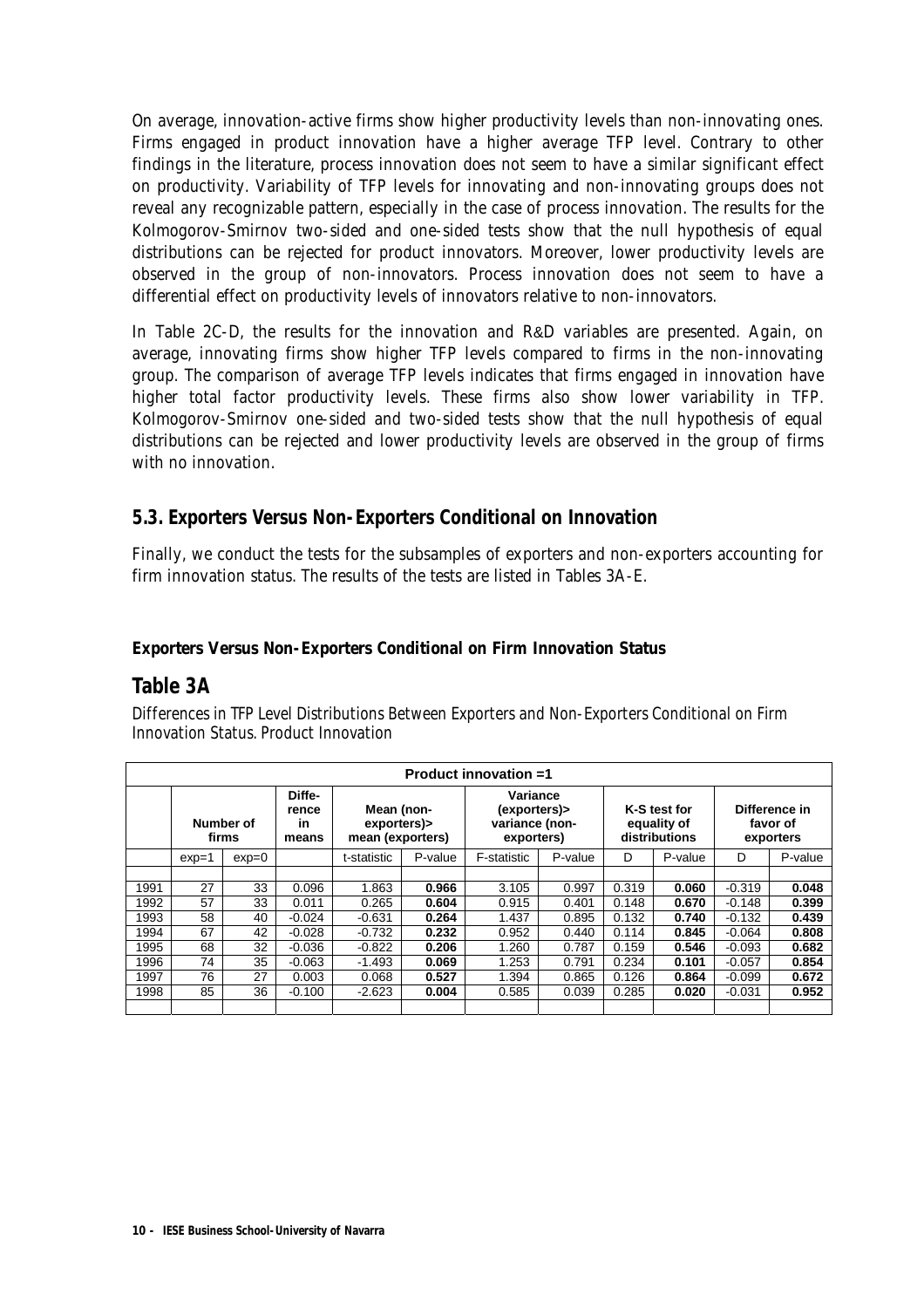On average, innovation-active firms show higher productivity levels than non-innovating ones. Firms engaged in product innovation have a higher average TFP level. Contrary to other findings in the literature, process innovation does not seem to have a similar significant effect on productivity. Variability of TFP levels for innovating and non-innovating groups does not reveal any recognizable pattern, especially in the case of process innovation. The results for the Kolmogorov-Smirnov two-sided and one-sided tests show that the null hypothesis of equal distributions can be rejected for product innovators. Moreover, lower productivity levels are observed in the group of non-innovators. Process innovation does not seem to have a differential effect on productivity levels of innovators relative to non-innovators.

In Table 2C-D, the results for the innovation and R&D variables are presented. Again, on average, innovating firms show higher TFP levels compared to firms in the non-innovating group. The comparison of average TFP levels indicates that firms engaged in innovation have higher total factor productivity levels. These firms also show lower variability in TFP. Kolmogorov-Smirnov one-sided and two-sided tests show that the null hypothesis of equal distributions can be rejected and lower productivity levels are observed in the group of firms with no innovation.

## 5.3. Exporters Versus Non-Exporters Conditional on Innovation

Finally, we conduct the tests for the subsamples of exporters and non-exporters accounting for firm innovation status. The results of the tests are listed in Tables 3A-E.

**Exporters Versus Non-Exporters Conditional on Firm Innovation Status**

## Table 3A

*Differences in TFP Level Distributions Between Exporters and Non-Exporters Conditional on Firm Innovation Status. Product Innovation*

| **Product innovation =1** | | | | | | | | | | | |
|---|---|---|---|---|---|---|---|---|---|---|---|
| | **Number of firms** | | **Difference in means** | **Mean (non-exporters)> mean (exporters)** | | **Variance (exporters)> variance (non-exporters)** | | **K-S test for equality of distributions** | | **Difference in favor of exporters** | |
| | exp=1 | exp=0 | | t-statistic | P-value | F-statistic | P-value | D | P-value | D | P-value |
| 1991 | 27 | 33 | 0.096 | 1.863 | **0.966** | 3.105 | 0.997 | 0.319 | **0.060** | -0.319 | **0.048** |
| 1992 | 57 | 33 | 0.011 | 0.265 | **0.604** | 0.915 | 0.401 | 0.148 | **0.670** | -0.148 | **0.399** |
| 1993 | 58 | 40 | -0.024 | -0.631 | **0.264** | 1.437 | 0.895 | 0.132 | **0.740** | -0.132 | **0.439** |
| 1994 | 67 | 42 | -0.028 | -0.732 | **0.232** | 0.952 | 0.440 | 0.114 | **0.845** | -0.064 | **0.808** |
| 1995 | 68 | 32 | -0.036 | -0.822 | **0.206** | 1.260 | 0.787 | 0.159 | **0.546** | -0.093 | **0.682** |
| 1996 | 74 | 35 | -0.063 | -1.493 | **0.069** | 1.253 | 0.791 | 0.234 | **0.101** | -0.057 | **0.854** |
| 1997 | 76 | 27 | 0.003 | 0.068 | **0.527** | 1.394 | 0.865 | 0.126 | **0.864** | -0.099 | **0.672** |
| 1998 | 85 | 36 | -0.100 | -2.623 | **0.004** | 0.585 | 0.039 | 0.285 | **0.020** | -0.031 | **0.952** |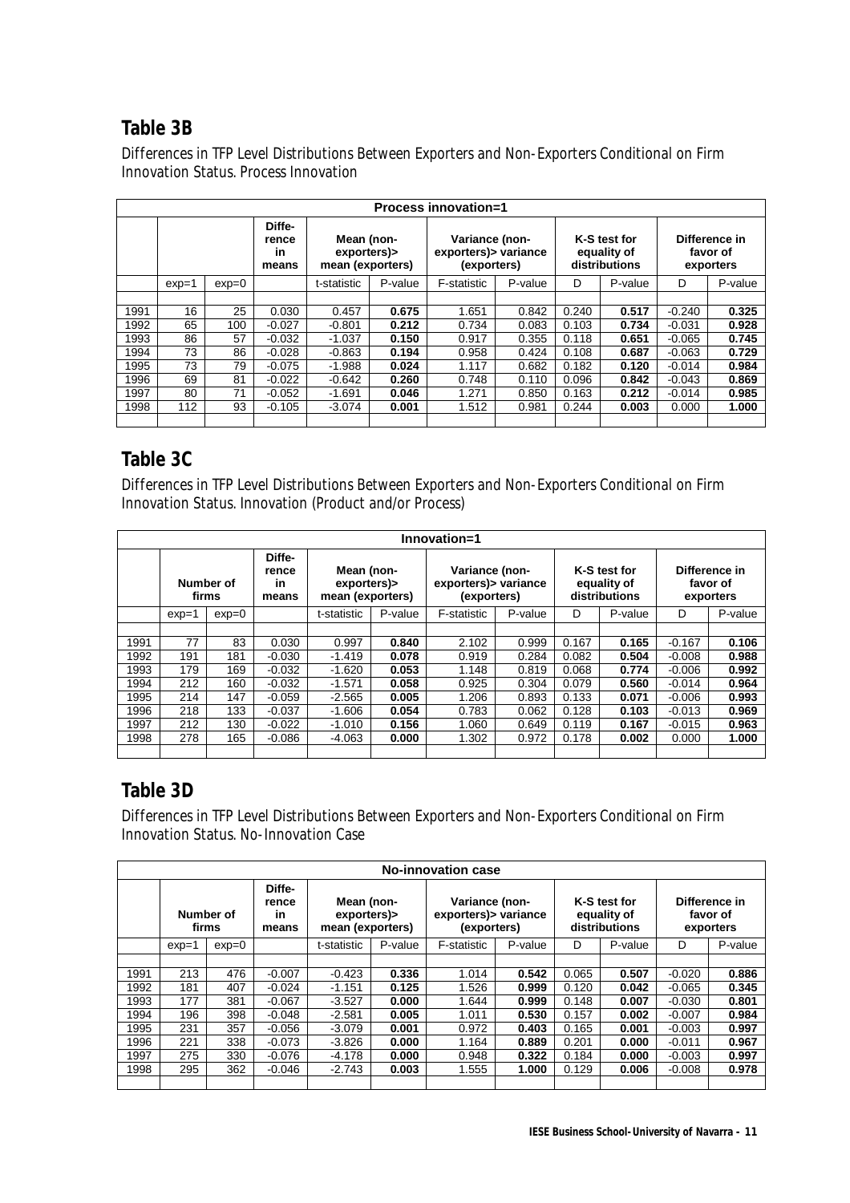## Table 3B

Differences in TFP Level Distributions Between Exporters and Non-Exporters Conditional on Firm Innovation Status. Process Innovation

| Process innovation=1 | | | | | | | | | | | |
|---|---|---|---|---|---|---|---|---|---|---|---|
| | | | Difference in means | Mean (non-exporters)> mean (exporters) | | Variance (non-exporters)> variance (exporters) | | K-S test for equality of distributions | | Difference in favor of exporters | |
| | exp=1 | exp=0 | | t-statistic | P-value | F-statistic | P-value | D | P-value | D | P-value |
| 1991 | 16 | 25 | 0.030 | 0.457 | **0.675** | 1.651 | 0.842 | 0.240 | **0.517** | -0.240 | **0.325** |
| 1992 | 65 | 100 | -0.027 | -0.801 | **0.212** | 0.734 | 0.083 | 0.103 | **0.734** | -0.031 | **0.928** |
| 1993 | 86 | 57 | -0.032 | -1.037 | **0.150** | 0.917 | 0.355 | 0.118 | **0.651** | -0.065 | **0.745** |
| 1994 | 73 | 86 | -0.028 | -0.863 | **0.194** | 0.958 | 0.424 | 0.108 | **0.687** | -0.063 | **0.729** |
| 1995 | 73 | 79 | -0.075 | -1.988 | **0.024** | 1.117 | 0.682 | 0.182 | **0.120** | -0.014 | **0.984** |
| 1996 | 69 | 81 | -0.022 | -0.642 | **0.260** | 0.748 | 0.110 | 0.096 | **0.842** | -0.043 | **0.869** |
| 1997 | 80 | 71 | -0.052 | -1.691 | **0.046** | 1.271 | 0.850 | 0.163 | **0.212** | -0.014 | **0.985** |
| 1998 | 112 | 93 | -0.105 | -3.074 | **0.001** | 1.512 | 0.981 | 0.244 | **0.003** | 0.000 | **1.000** |

## Table 3C

Differences in TFP Level Distributions Between Exporters and Non-Exporters Conditional on Firm Innovation Status. Innovation (Product and/or Process)

| Innovation=1 | | | | | | | | | | | |
|---|---|---|---|---|---|---|---|---|---|---|---|
| | Number of firms | | Difference in means | Mean (non-exporters)> mean (exporters) | | Variance (non-exporters)> variance (exporters) | | K-S test for equality of distributions | | Difference in favor of exporters | |
| | exp=1 | exp=0 | | t-statistic | P-value | F-statistic | P-value | D | P-value | D | P-value |
| 1991 | 77 | 83 | 0.030 | 0.997 | **0.840** | 2.102 | 0.999 | 0.167 | **0.165** | -0.167 | **0.106** |
| 1992 | 191 | 181 | -0.030 | -1.419 | **0.078** | 0.919 | 0.284 | 0.082 | **0.504** | -0.008 | **0.988** |
| 1993 | 179 | 169 | -0.032 | -1.620 | **0.053** | 1.148 | 0.819 | 0.068 | **0.774** | -0.006 | **0.992** |
| 1994 | 212 | 160 | -0.032 | -1.571 | **0.058** | 0.925 | 0.304 | 0.079 | **0.560** | -0.014 | **0.964** |
| 1995 | 214 | 147 | -0.059 | -2.565 | **0.005** | 1.206 | 0.893 | 0.133 | **0.071** | -0.006 | **0.993** |
| 1996 | 218 | 133 | -0.037 | -1.606 | **0.054** | 0.783 | 0.062 | 0.128 | **0.103** | -0.013 | **0.969** |
| 1997 | 212 | 130 | -0.022 | -1.010 | **0.156** | 1.060 | 0.649 | 0.119 | **0.167** | -0.015 | **0.963** |
| 1998 | 278 | 165 | -0.086 | -4.063 | **0.000** | 1.302 | 0.972 | 0.178 | **0.002** | 0.000 | **1.000** |

## Table 3D

Differences in TFP Level Distributions Between Exporters and Non-Exporters Conditional on Firm Innovation Status. No-Innovation Case

| No-innovation case | | | | | | | | | | | |
|---|---|---|---|---|---|---|---|---|---|---|---|
| | Number of firms | | Difference in means | Mean (non-exporters)> mean (exporters) | | Variance (non-exporters)> variance (exporters) | | K-S test for equality of distributions | | Difference in favor of exporters | |
| | exp=1 | exp=0 | | t-statistic | P-value | F-statistic | P-value | D | P-value | D | P-value |
| 1991 | 213 | 476 | -0.007 | -0.423 | **0.336** | 1.014 | **0.542** | 0.065 | **0.507** | -0.020 | **0.886** |
| 1992 | 181 | 407 | -0.024 | -1.151 | **0.125** | 1.526 | **0.999** | 0.120 | **0.042** | -0.065 | **0.345** |
| 1993 | 177 | 381 | -0.067 | -3.527 | **0.000** | 1.644 | **0.999** | 0.148 | **0.007** | -0.030 | **0.801** |
| 1994 | 196 | 398 | -0.048 | -2.581 | **0.005** | 1.011 | **0.530** | 0.157 | **0.002** | -0.007 | **0.984** |
| 1995 | 231 | 357 | -0.056 | -3.079 | **0.001** | 0.972 | **0.403** | 0.165 | **0.001** | -0.003 | **0.997** |
| 1996 | 221 | 338 | -0.073 | -3.826 | **0.000** | 1.164 | **0.889** | 0.201 | **0.000** | -0.011 | **0.967** |
| 1997 | 275 | 330 | -0.076 | -4.178 | **0.000** | 0.948 | **0.322** | 0.184 | **0.000** | -0.003 | **0.997** |
| 1998 | 295 | 362 | -0.046 | -2.743 | **0.003** | 1.555 | **1.000** | 0.129 | **0.006** | -0.008 | **0.978** |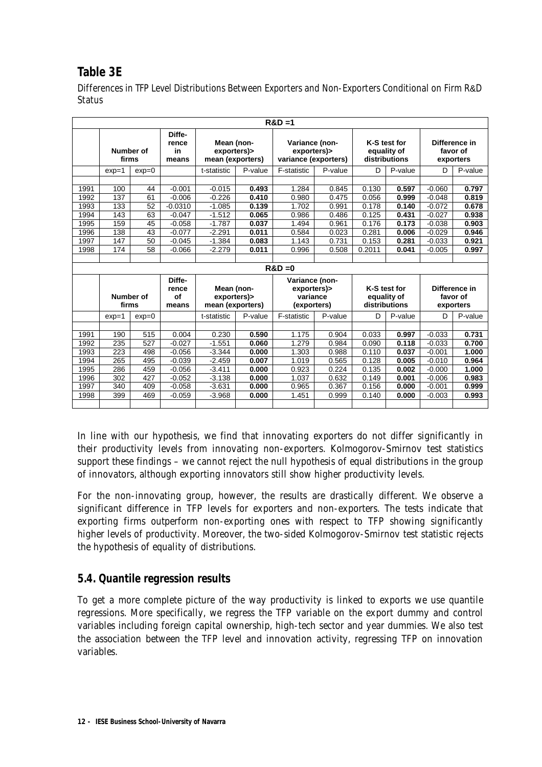## Table 3E

Differences in TFP Level Distributions Between Exporters and Non-Exporters Conditional on Firm R&D Status

| R&D =1 | | | | | | | | | | | |
|---|---|---|---|---|---|---|---|---|---|---|---|
| | Number of firms | | Difference in means | Mean (non-exporters)> mean (exporters) | | Variance (non-exporters)> variance (exporters) | | K-S test for equality of distributions | | Difference in favor of exporters | |
| | exp=1 | exp=0 | | t-statistic | P-value | F-statistic | P-value | D | P-value | D | P-value |
| 1991 | 100 | 44 | -0.001 | -0.015 | **0.493** | 1.284 | 0.845 | 0.130 | **0.597** | -0.060 | **0.797** |
| 1992 | 137 | 61 | -0.006 | -0.226 | **0.410** | 0.980 | 0.475 | 0.056 | **0.999** | -0.048 | **0.819** |
| 1993 | 133 | 52 | -0.0310 | -1.085 | **0.139** | 1.702 | 0.991 | 0.178 | **0.140** | -0.072 | **0.678** |
| 1994 | 143 | 63 | -0.047 | -1.512 | **0.065** | 0.986 | 0.486 | 0.125 | **0.431** | -0.027 | **0.938** |
| 1995 | 159 | 45 | -0.058 | -1.787 | **0.037** | 1.494 | 0.961 | 0.176 | **0.173** | -0.038 | **0.903** |
| 1996 | 138 | 43 | -0.077 | -2.291 | **0.011** | 0.584 | 0.023 | 0.281 | **0.006** | -0.029 | **0.946** |
| 1997 | 147 | 50 | -0.045 | -1.384 | **0.083** | 1.143 | 0.731 | 0.153 | **0.281** | -0.033 | **0.921** |
| 1998 | 174 | 58 | -0.066 | -2.279 | **0.011** | 0.996 | 0.508 | 0.2011 | **0.041** | -0.005 | **0.997** |

| R&D =0 | | | | | | | | | | | |
|---|---|---|---|---|---|---|---|---|---|---|---|
| | Number of firms | | Difference of means | Mean (non-exporters)> mean (exporters) | | Variance (non-exporters)> variance (exporters) | | K-S test for equality of distributions | | Difference in favor of exporters | |
| | exp=1 | exp=0 | | t-statistic | P-value | F-statistic | P-value | D | P-value | D | P-value |
| 1991 | 190 | 515 | 0.004 | 0.230 | **0.590** | 1.175 | 0.904 | 0.033 | **0.997** | -0.033 | **0.731** |
| 1992 | 235 | 527 | -0.027 | -1.551 | **0.060** | 1.279 | 0.984 | 0.090 | **0.118** | -0.033 | **0.700** |
| 1993 | 223 | 498 | -0.056 | -3.344 | **0.000** | 1.303 | 0.988 | 0.110 | **0.037** | -0.001 | **1.000** |
| 1994 | 265 | 495 | -0.039 | -2.459 | **0.007** | 1.019 | 0.565 | 0.128 | **0.005** | -0.010 | **0.964** |
| 1995 | 286 | 459 | -0.056 | -3.411 | **0.000** | 0.923 | 0.224 | 0.135 | **0.002** | -0.000 | **1.000** |
| 1996 | 302 | 427 | -0.052 | -3.138 | **0.000** | 1.037 | 0.632 | 0.149 | **0.001** | -0.006 | **0.983** |
| 1997 | 340 | 409 | -0.058 | -3.631 | **0.000** | 0.965 | 0.367 | 0.156 | **0.000** | -0.001 | **0.999** |
| 1998 | 399 | 469 | -0.059 | -3.968 | **0.000** | 1.451 | 0.999 | 0.140 | **0.000** | -0.003 | **0.993** |

In line with our hypothesis, we find that innovating exporters do not differ significantly in their productivity levels from innovating non-exporters. Kolmogorov-Smirnov test statistics support these findings – we cannot reject the null hypothesis of equal distributions in the group of innovators, although exporting innovators still show higher productivity levels.

For the non-innovating group, however, the results are drastically different. We observe a significant difference in TFP levels for exporters and non-exporters. The tests indicate that exporting firms outperform non-exporting ones with respect to TFP showing significantly higher levels of productivity. Moreover, the two-sided Kolmogorov-Smirnov test statistic rejects the hypothesis of equality of distributions.

### 5.4. Quantile regression results

To get a more complete picture of the way productivity is linked to exports we use quantile regressions. More specifically, we regress the TFP variable on the export dummy and control variables including foreign capital ownership, high-tech sector and year dummies. We also test the association between the TFP level and innovation activity, regressing TFP on innovation variables.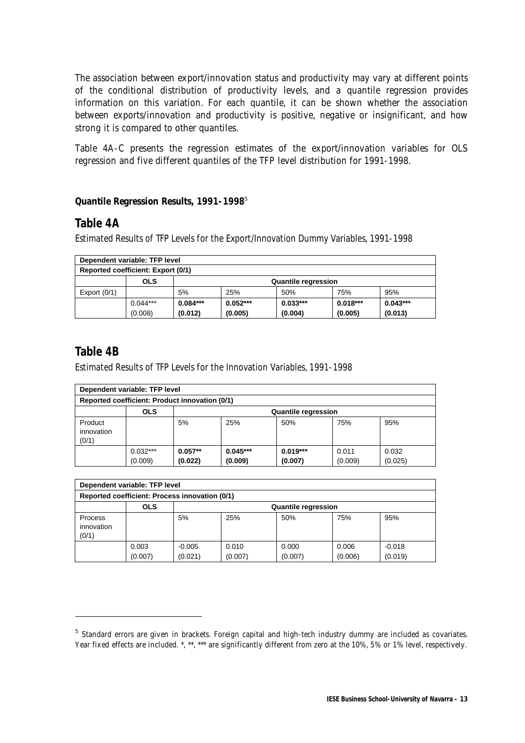The association between export/innovation status and productivity may vary at different points of the conditional distribution of productivity levels, and a quantile regression provides information on this variation. For each quantile, it can be shown whether the association between exports/innovation and productivity is positive, negative or insignificant, and how strong it is compared to other quantiles.

Table 4A-C presents the regression estimates of the export/innovation variables for OLS regression and five different quantiles of the TFP level distribution for 1991-1998.

**Quantile Regression Results, 1991-1998**[5]

## Table 4A

*Estimated Results of TFP Levels for the Export/Innovation Dummy Variables, 1991-1998*

| Dependent variable: TFP level | | | | | | |
|---|---|---|---|---|---|---|
| **Reported coefficient: Export (0/1)** | | | | | | |
| | **OLS** | **Quantile regression** | | | | |
| Export (0/1) | | 5% | 25% | 50% | 75% | 95% |
| | 0.044*** (0.008) | **0.084*** (0.012)** | **0.052*** (0.005)** | **0.033*** (0.004)** | **0.018*** (0.005)** | **0.043*** (0.013)** |

## Table 4B

*Estimated Results of TFP Levels for the Innovation Variables, 1991-1998*

| Dependent variable: TFP level | | | | | | |
|---|---|---|---|---|---|---|
| **Reported coefficient: Product innovation (0/1)** | | | | | | |
| | **OLS** | **Quantile regression** | | | | |
| Product innovation (0/1) | | 5% | 25% | 50% | 75% | 95% |
| | 0.032*** (0.009) | **0.057** (0.022)** | **0.045*** (0.009)** | **0.019*** (0.007)** | 0.011 (0.009) | 0.032 (0.025) |

| Dependent variable: TFP level | | | | | | |
|---|---|---|---|---|---|---|
| **Reported coefficient: Process innovation (0/1)** | | | | | | |
| | **OLS** | **Quantile regression** | | | | |
| Process innovation (0/1) | | 5% | 25% | 50% | 75% | 95% |
| | 0.003 (0.007) | -0.005 (0.021) | 0.010 (0.007) | 0.000 (0.007) | 0.006 (0.006) | -0.018 (0.019) |

[5] Standard errors are given in brackets. Foreign capital and high-tech industry dummy are included as covariates. Year fixed effects are included. *, **, *** are significantly different from zero at the 10%, 5% or 1% level, respectively.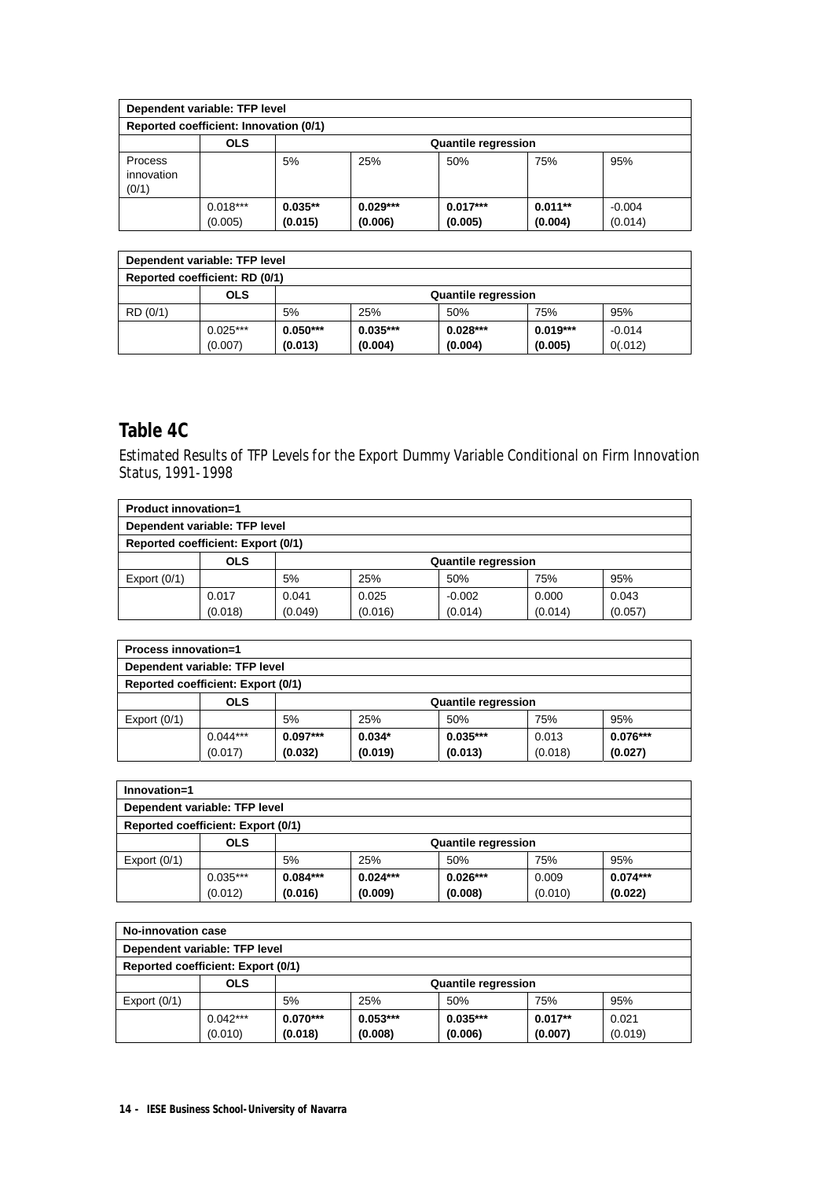| Dependent variable: TFP level | | | | | | |
|---|---|---|---|---|---|---|
| Reported coefficient: Innovation (0/1) | | | | | | |
| | OLS | Quantile regression | | | | |
| Process innovation (0/1) | | 5% | 25% | 50% | 75% | 95% |
| | 0.018*** (0.005) | **0.035**** **(0.015)** | **0.029***** **(0.006)** | **0.017***** **(0.005)** | **0.011**** **(0.004)** | -0.004 (0.014) |

| Dependent variable: TFP level | | | | | | |
|---|---|---|---|---|---|---|
| Reported coefficient: RD (0/1) | | | | | | |
| | OLS | Quantile regression | | | | |
| RD (0/1) | | 5% | 25% | 50% | 75% | 95% |
| | 0.025*** (0.007) | **0.050***** **(0.013)** | **0.035***** **(0.004)** | **0.028***** **(0.004)** | **0.019***** **(0.005)** | -0.014 0(.012) |

## Table 4C

*Estimated Results of TFP Levels for the Export Dummy Variable Conditional on Firm Innovation Status, 1991-1998*

| Product innovation=1 | | | | | | |
|---|---|---|---|---|---|---|
| Dependent variable: TFP level | | | | | | |
| Reported coefficient: Export (0/1) | | | | | | |
| | OLS | Quantile regression | | | | |
| Export (0/1) | | 5% | 25% | 50% | 75% | 95% |
| | 0.017 (0.018) | 0.041 (0.049) | 0.025 (0.016) | -0.002 (0.014) | 0.000 (0.014) | 0.043 (0.057) |

| Process innovation=1 | | | | | | |
|---|---|---|---|---|---|---|
| Dependent variable: TFP level | | | | | | |
| Reported coefficient: Export (0/1) | | | | | | |
| | OLS | Quantile regression | | | | |
| Export (0/1) | | 5% | 25% | 50% | 75% | 95% |
| | 0.044*** (0.017) | **0.097***** **(0.032)** | **0.034*** **(0.019)** | **0.035***** **(0.013)** | 0.013 (0.018) | **0.076***** **(0.027)** |

| Innovation=1 | | | | | | |
|---|---|---|---|---|---|---|
| Dependent variable: TFP level | | | | | | |
| Reported coefficient: Export (0/1) | | | | | | |
| | OLS | Quantile regression | | | | |
| Export (0/1) | | 5% | 25% | 50% | 75% | 95% |
| | 0.035*** (0.012) | **0.084***** **(0.016)** | **0.024***** **(0.009)** | **0.026***** **(0.008)** | 0.009 (0.010) | **0.074***** **(0.022)** |

| No-innovation case | | | | | | |
|---|---|---|---|---|---|---|
| Dependent variable: TFP level | | | | | | |
| Reported coefficient: Export (0/1) | | | | | | |
| | OLS | Quantile regression | | | | |
| Export (0/1) | | 5% | 25% | 50% | 75% | 95% |
| | 0.042*** (0.010) | **0.070***** **(0.018)** | **0.053***** **(0.008)** | **0.035***** **(0.006)** | **0.017**** **(0.007)** | 0.021 (0.019) |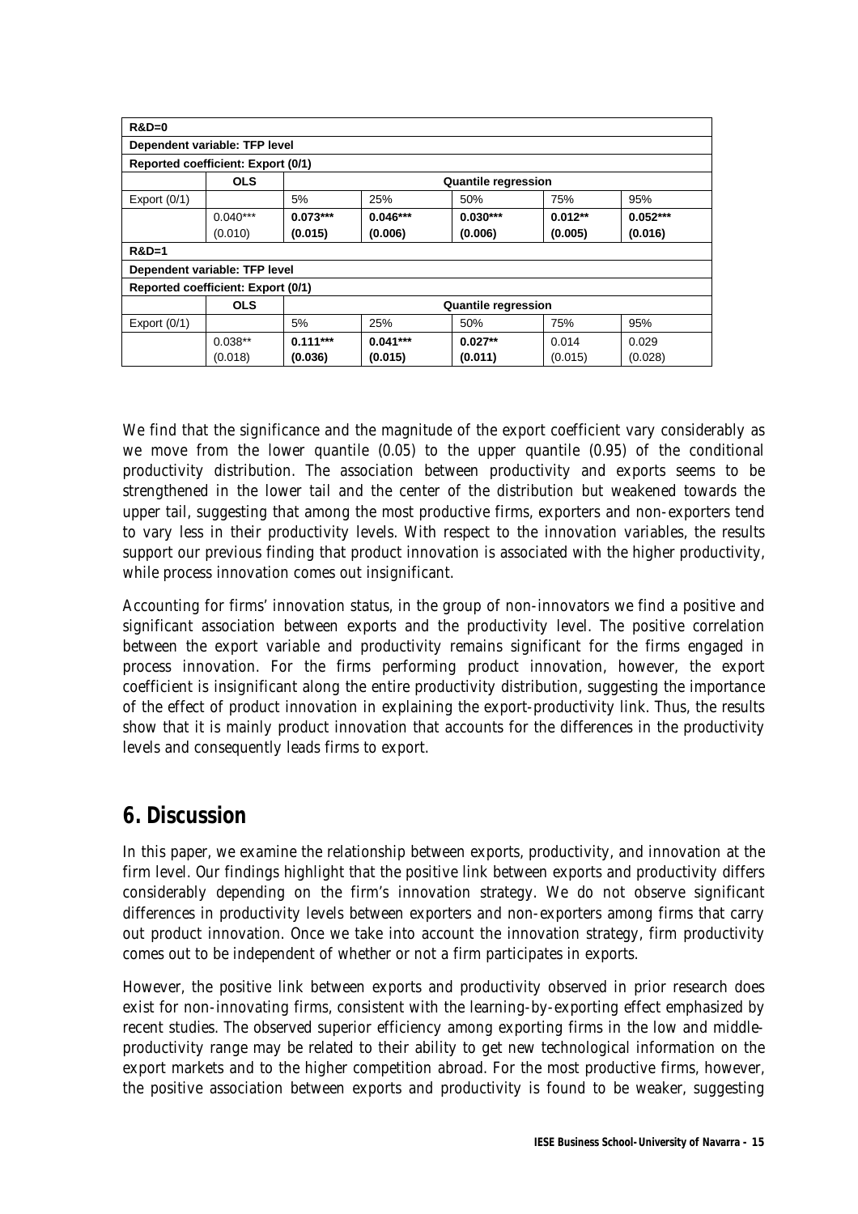| R&D=0 | | | | | | |
|---|---|---|---|---|---|---|
| Dependent variable: TFP level | | | | | | |
| Reported coefficient: Export (0/1) | | | | | | |
| | OLS | Quantile regression | | | | |
| Export (0/1) | | 5% | 25% | 50% | 75% | 95% |
| | 0.040*** (0.010) | **0.073*** (0.015)** | **0.046*** (0.006)** | **0.030*** (0.006)** | **0.012** (0.005)** | **0.052*** (0.016)** |
| **R&D=1** | | | | | | |
| **Dependent variable: TFP level** | | | | | | |
| **Reported coefficient: Export (0/1)** | | | | | | |
| | **OLS** | **Quantile regression** | | | | |
| Export (0/1) | | 5% | 25% | 50% | 75% | 95% |
| | 0.038** (0.018) | **0.111*** (0.036)** | **0.041*** (0.015)** | **0.027** (0.011)** | 0.014 (0.015) | 0.029 (0.028) |

We find that the significance and the magnitude of the export coefficient vary considerably as we move from the lower quantile (0.05) to the upper quantile (0.95) of the conditional productivity distribution. The association between productivity and exports seems to be strengthened in the lower tail and the center of the distribution but weakened towards the upper tail, suggesting that among the most productive firms, exporters and non-exporters tend to vary less in their productivity levels. With respect to the innovation variables, the results support our previous finding that product innovation is associated with the higher productivity, while process innovation comes out insignificant.

Accounting for firms' innovation status, in the group of non-innovators we find a positive and significant association between exports and the productivity level. The positive correlation between the export variable and productivity remains significant for the firms engaged in process innovation. For the firms performing product innovation, however, the export coefficient is insignificant along the entire productivity distribution, suggesting the importance of the effect of product innovation in explaining the export-productivity link. Thus, the results show that it is mainly product innovation that accounts for the differences in the productivity levels and consequently leads firms to export.

## 6. Discussion

In this paper, we examine the relationship between exports, productivity, and innovation at the firm level. Our findings highlight that the positive link between exports and productivity differs considerably depending on the firm's innovation strategy. We do not observe significant differences in productivity levels between exporters and non-exporters among firms that carry out product innovation. Once we take into account the innovation strategy, firm productivity comes out to be independent of whether or not a firm participates in exports.

However, the positive link between exports and productivity observed in prior research does exist for non-innovating firms, consistent with the learning-by-exporting effect emphasized by recent studies. The observed superior efficiency among exporting firms in the low and middle-productivity range may be related to their ability to get new technological information on the export markets and to the higher competition abroad. For the most productive firms, however, the positive association between exports and productivity is found to be weaker, suggesting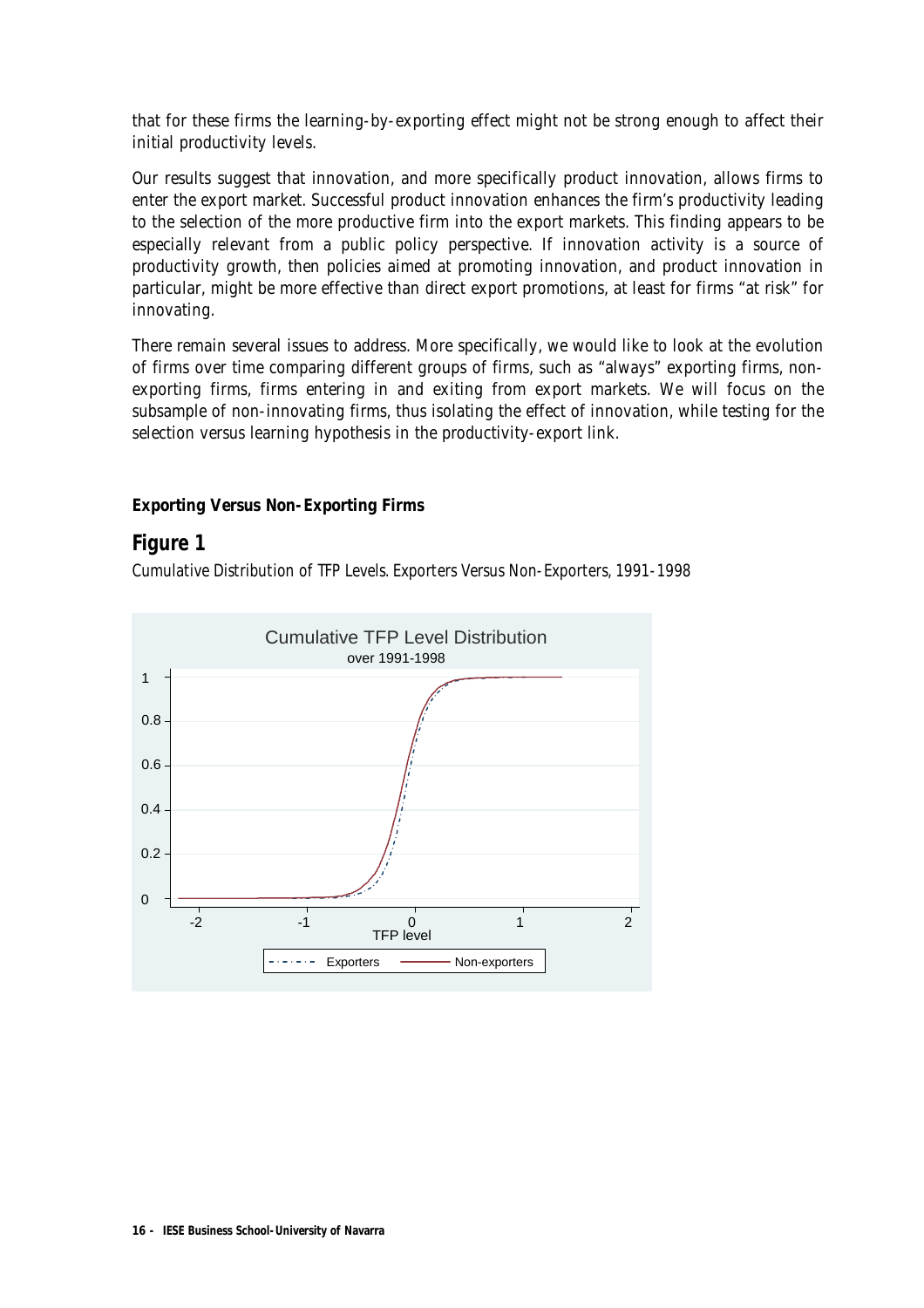that for these firms the learning-by-exporting effect might not be strong enough to affect their initial productivity levels.

Our results suggest that innovation, and more specifically product innovation, allows firms to enter the export market. Successful product innovation enhances the firm's productivity leading to the selection of the more productive firm into the export markets. This finding appears to be especially relevant from a public policy perspective. If innovation activity is a source of productivity growth, then policies aimed at promoting innovation, and product innovation in particular, might be more effective than direct export promotions, at least for firms "at risk" for innovating.

There remain several issues to address. More specifically, we would like to look at the evolution of firms over time comparing different groups of firms, such as "always" exporting firms, non-exporting firms, firms entering in and exiting from export markets. We will focus on the subsample of non-innovating firms, thus isolating the effect of innovation, while testing for the selection versus learning hypothesis in the productivity-export link.

**Exporting Versus Non-Exporting Firms**

## Figure 1

*Cumulative Distribution of TFP Levels. Exporters Versus Non-Exporters, 1991-1998*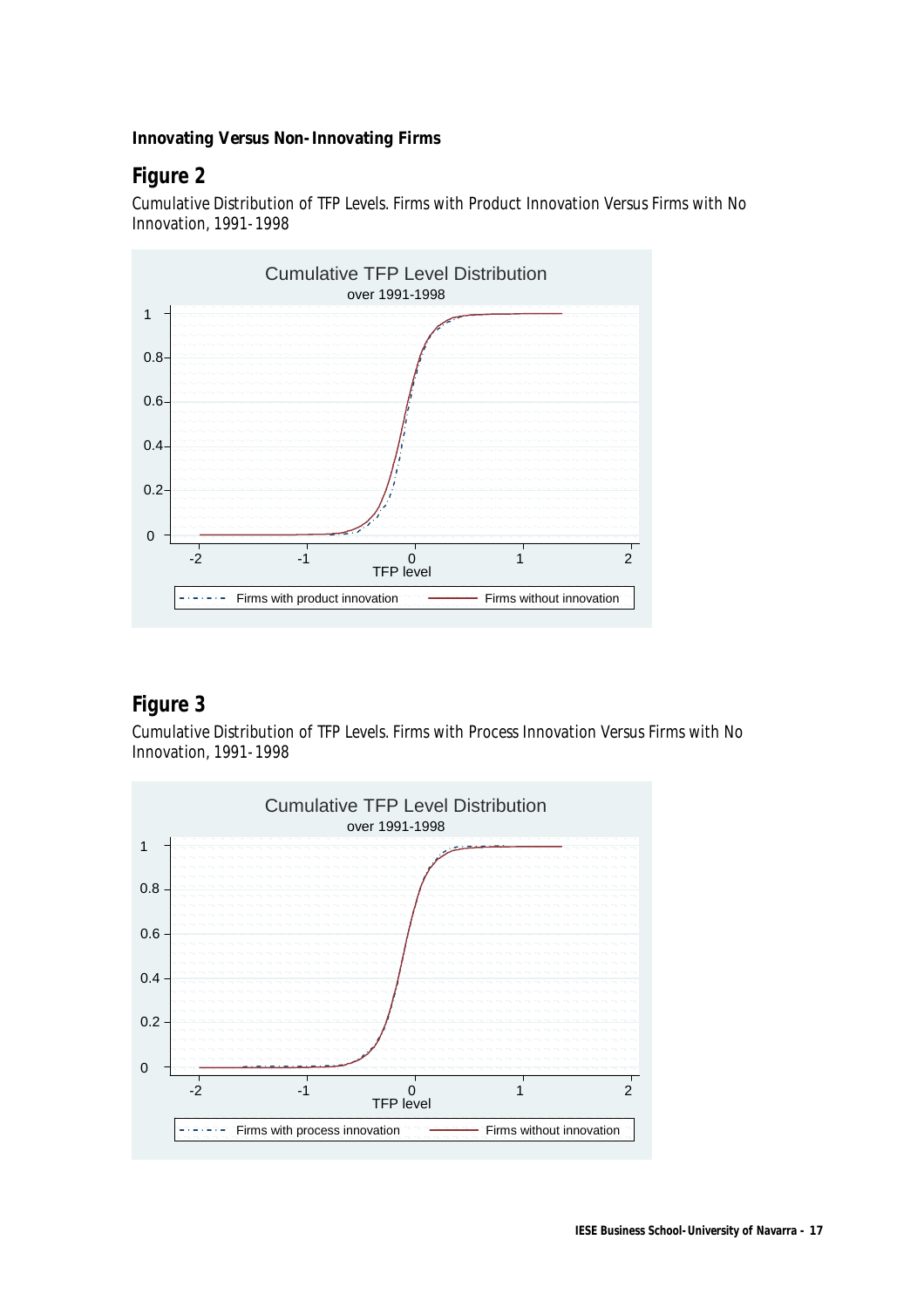**Innovating Versus Non-Innovating Firms**

## Figure 2

Cumulative Distribution of TFP Levels. Firms with Product Innovation Versus Firms with No Innovation, 1991-1998

## Figure 3

Cumulative Distribution of TFP Levels. Firms with Process Innovation Versus Firms with No Innovation, 1991-1998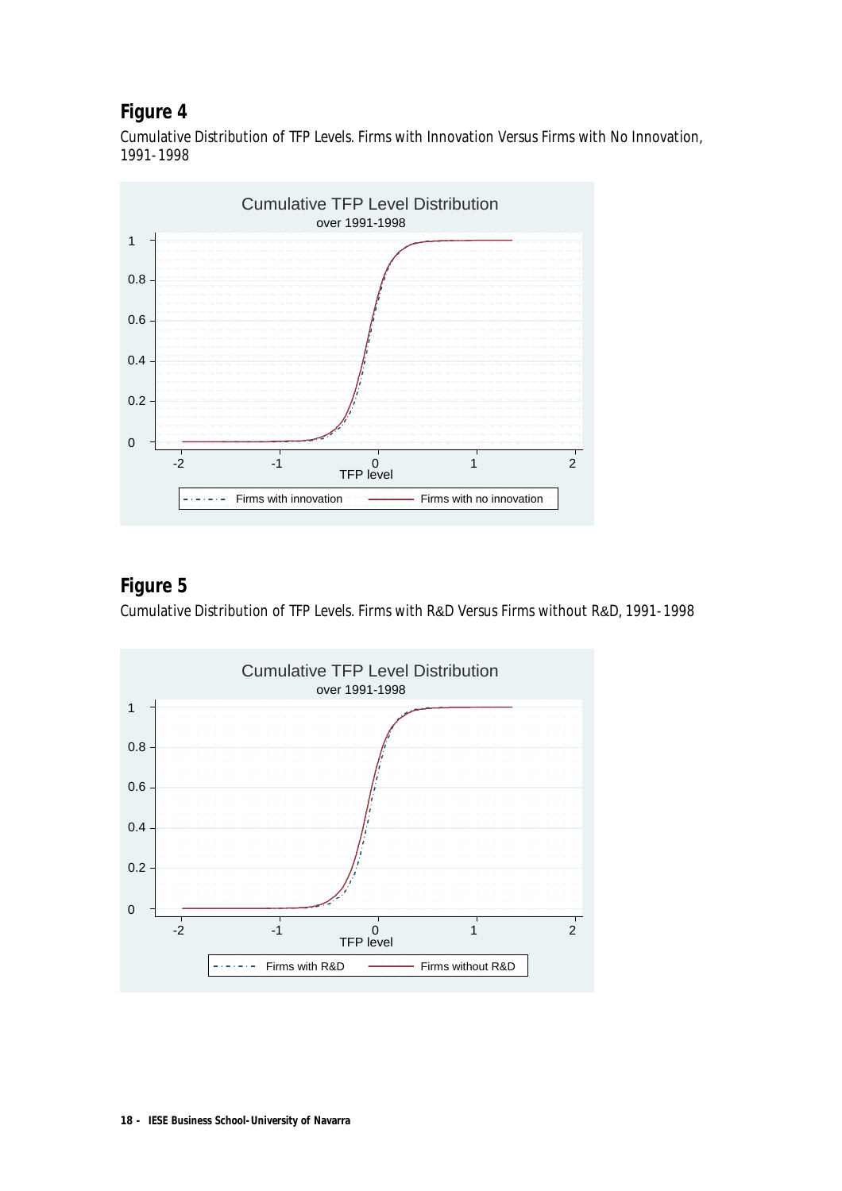## Figure 4

Cumulative Distribution of TFP Levels. Firms with Innovation Versus Firms with No Innovation, 1991-1998

## Figure 5

Cumulative Distribution of TFP Levels. Firms with R&D Versus Firms without R&D, 1991-1998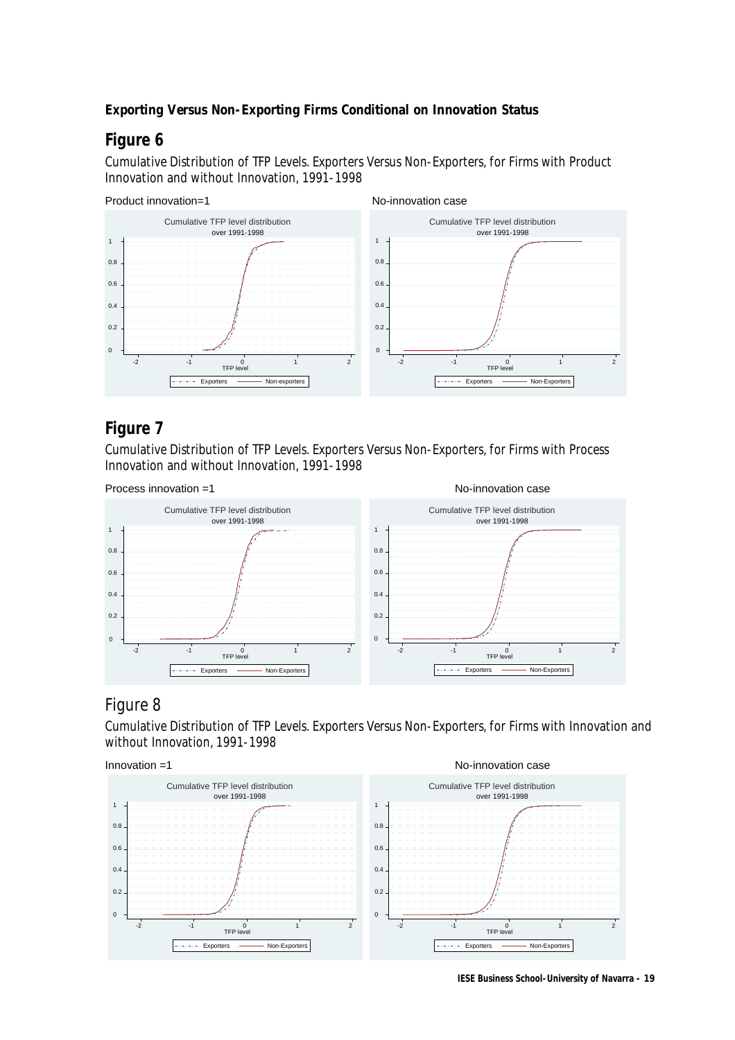**Exporting Versus Non-Exporting Firms Conditional on Innovation Status**

## Figure 6

Cumulative Distribution of TFP Levels. Exporters Versus Non-Exporters, for Firms with Product Innovation and without Innovation, 1991-1998

Product innovation=1

No-innovation case

## Figure 7

Cumulative Distribution of TFP Levels. Exporters Versus Non-Exporters, for Firms with Process Innovation and without Innovation, 1991-1998

Process innovation =1

No-innovation case

## Figure 8

Cumulative Distribution of TFP Levels. Exporters Versus Non-Exporters, for Firms with Innovation and without Innovation, 1991-1998

Innovation =1

No-innovation case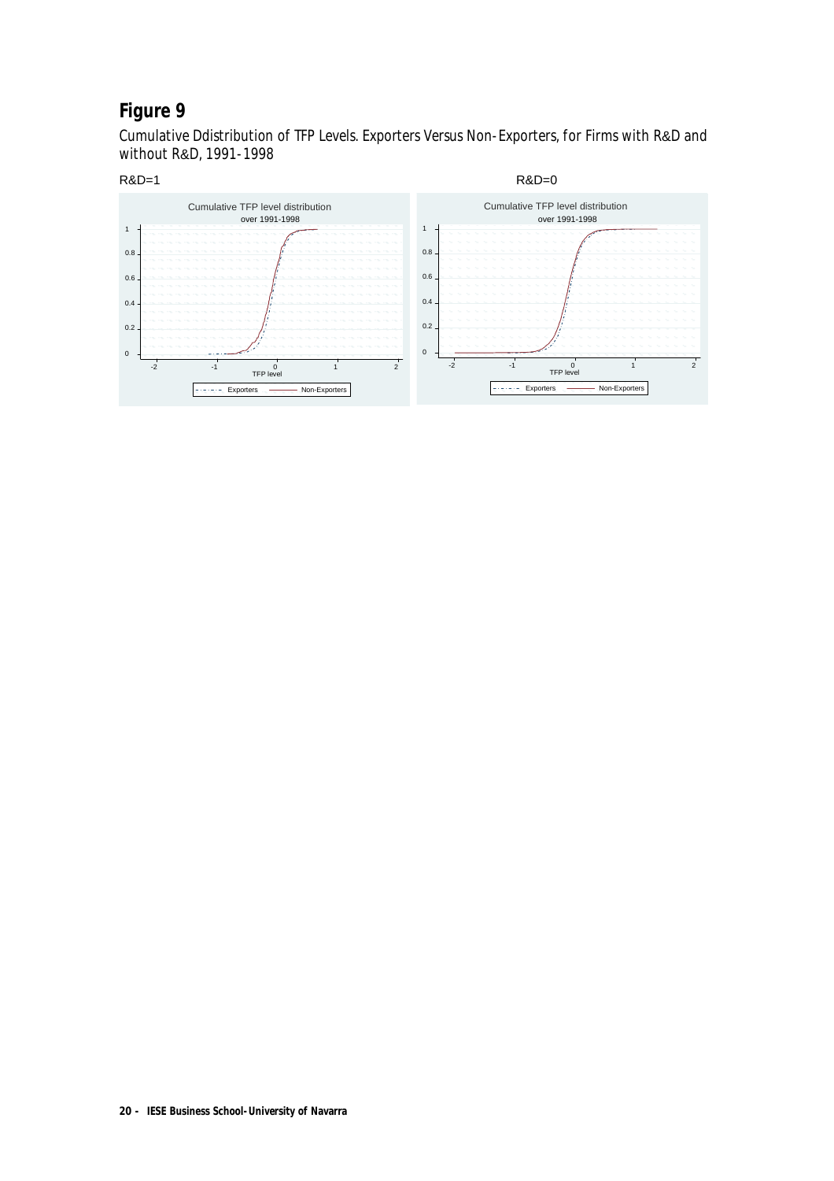# Figure 9

*Cumulative Ddistribution of TFP Levels. Exporters Versus Non-Exporters, for Firms with R&D and without R&D, 1991-1998*

R&D=1

R&D=0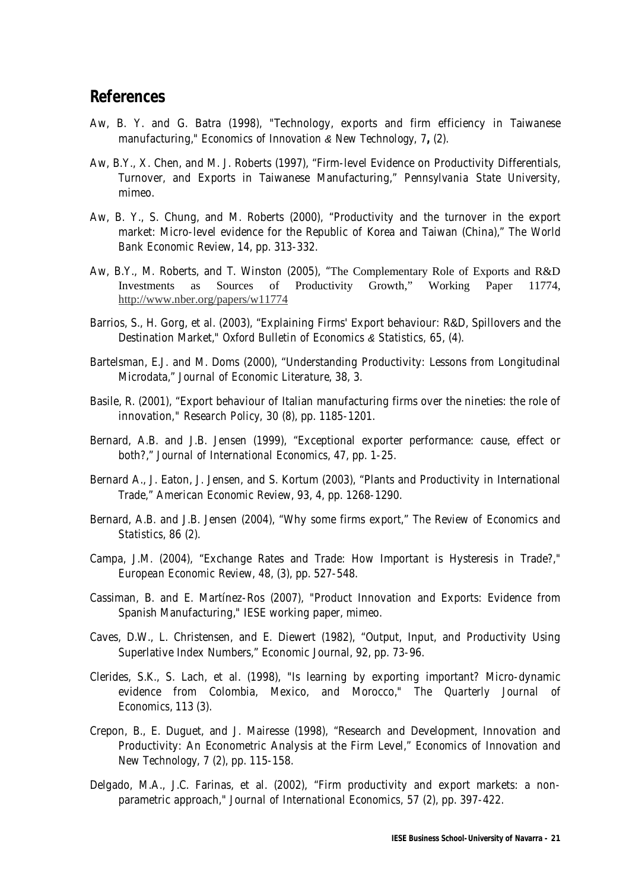## References

Aw, B. Y. and G. Batra (1998), "Technology, exports and firm efficiency in Taiwanese manufacturing," *Economics of Innovation & New Technology*, 7**,** (2).

Aw, B.Y., X. Chen, and M. J. Roberts (1997), "Firm-level Evidence on Productivity Differentials, Turnover, and Exports in Taiwanese Manufacturing," *Pennsylvania State University*, mimeo.

Aw, B. Y., S. Chung, and M. Roberts (2000), "Productivity and the turnover in the export market: Micro-level evidence for the Republic of Korea and Taiwan (China)," *The World Bank Economic Review*, 14, pp. 313-332.

Aw, B.Y., M. Roberts, and T. Winston (2005), "The Complementary Role of Exports and R&D Investments as Sources of Productivity Growth," Working Paper 11774, http://www.nber.org/papers/w11774

Barrios, S., H. Gorg, et al. (2003), "Explaining Firms' Export behaviour: R&D, Spillovers and the Destination Market," *Oxford Bulletin of Economics & Statistics*, 65, (4).

Bartelsman, E.J. and M. Doms (2000), "Understanding Productivity: Lessons from Longitudinal Microdata," *Journal of Economic Literature*, 38, 3.

Basile, R. (2001), "Export behaviour of Italian manufacturing firms over the nineties: the role of innovation," *Research Policy*, 30 (8), pp. 1185-1201.

Bernard, A.B. and J.B. Jensen (1999), "Exceptional exporter performance: cause, effect or both?," *Journal of International Economics*, 47, pp. 1-25.

Bernard A., J. Eaton, J. Jensen, and S. Kortum (2003), "Plants and Productivity in International Trade," *American Economic Review*, 93, 4, pp. 1268-1290.

Bernard, A.B. and J.B. Jensen (2004), "Why some firms export," *The Review of Economics and Statistics*, 86 (2).

Campa, J.M. (2004), "Exchange Rates and Trade: How Important is Hysteresis in Trade?," *European Economic Review*, 48, (3), pp. 527-548.

Cassiman, B. and E. Martínez-Ros (2007), "Product Innovation and Exports: Evidence from Spanish Manufacturing," IESE working paper, mimeo.

Caves, D.W., L. Christensen, and E. Diewert (1982), "Output, Input, and Productivity Using Superlative Index Numbers," Economic Journal, 92, pp. 73-96.

Clerides, S.K., S. Lach, et al. (1998), "Is learning by exporting important? Micro-dynamic evidence from Colombia, Mexico, and Morocco," *The Quarterly Journal of Economics*, 113 (3).

Crepon, B., E. Duguet, and J. Mairesse (1998), "Research and Development, Innovation and Productivity: An Econometric Analysis at the Firm Level," *Economics of Innovation and New Technology*, 7 (2), pp. 115-158.

Delgado, M.A., J.C. Farinas, et al. (2002), "Firm productivity and export markets: a non-parametric approach," *Journal of International Economics*, 57 (2), pp. 397-422.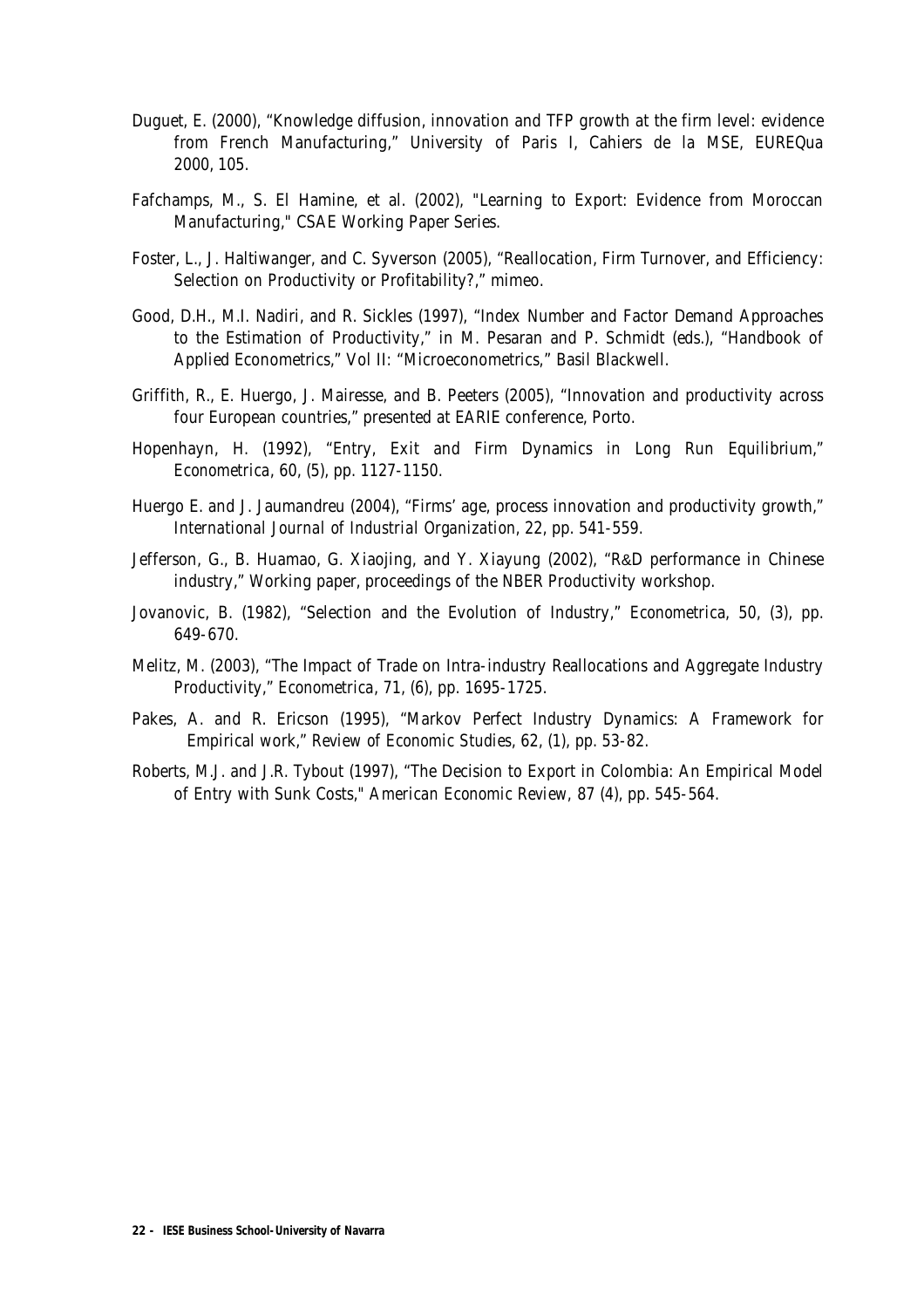Duguet, E. (2000), "Knowledge diffusion, innovation and TFP growth at the firm level: evidence from French Manufacturing," University of Paris I, Cahiers de la MSE, EUREQua 2000, 105.

Fafchamps, M., S. El Hamine, et al. (2002), "Learning to Export: Evidence from Moroccan Manufacturing," CSAE Working Paper Series.

Foster, L., J. Haltiwanger, and C. Syverson (2005), "Reallocation, Firm Turnover, and Efficiency: Selection on Productivity or Profitability?," mimeo.

Good, D.H., M.I. Nadiri, and R. Sickles (1997), "Index Number and Factor Demand Approaches to the Estimation of Productivity," in M. Pesaran and P. Schmidt (eds.), "Handbook of Applied Econometrics," Vol II: "Microeconometrics," Basil Blackwell.

Griffith, R., E. Huergo, J. Mairesse, and B. Peeters (2005), "Innovation and productivity across four European countries," presented at EARIE conference, Porto.

Hopenhayn, H. (1992), "Entry, Exit and Firm Dynamics in Long Run Equilibrium," *Econometrica*, 60, (5), pp. 1127-1150.

Huergo E. and J. Jaumandreu (2004), "Firms' age, process innovation and productivity growth," *International Journal of Industrial Organization*, 22, pp. 541-559.

Jefferson, G., B. Huamao, G. Xiaojing, and Y. Xiayung (2002), "R&D performance in Chinese industry," Working paper, proceedings of the NBER Productivity workshop.

Jovanovic, B. (1982), "Selection and the Evolution of Industry," *Econometrica*, 50, (3), pp. 649-670.

Melitz, M. (2003), "The Impact of Trade on Intra-industry Reallocations and Aggregate Industry Productivity," *Econometrica*, 71, (6), pp. 1695-1725.

Pakes, A. and R. Ericson (1995), "Markov Perfect Industry Dynamics: A Framework for Empirical work," *Review of Economic Studies*, 62, (1), pp. 53-82.

Roberts, M.J. and J.R. Tybout (1997), "The Decision to Export in Colombia: An Empirical Model of Entry with Sunk Costs," *American Economic Review*, 87 (4), pp. 545-564.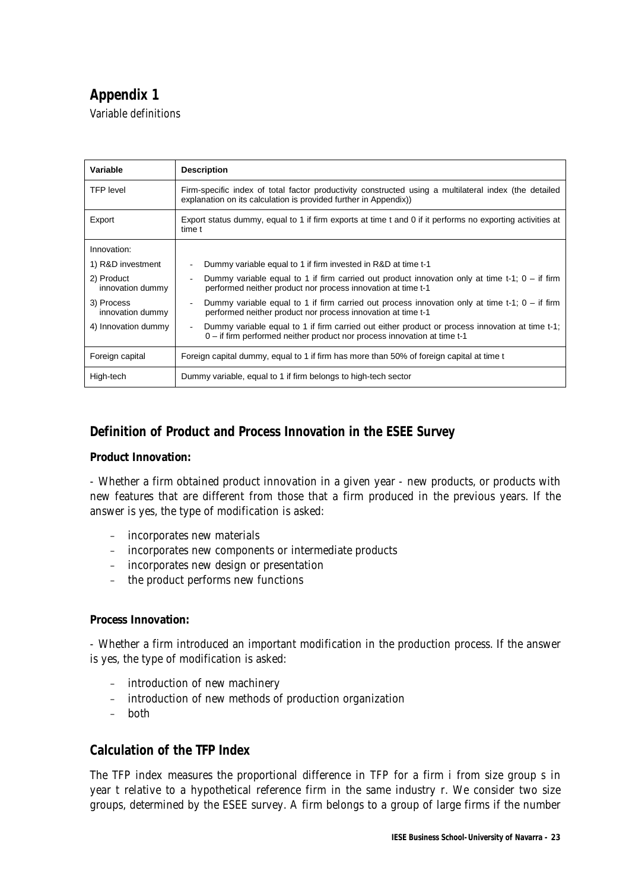## Appendix 1

*Variable definitions*

| Variable | Description |
|---|---|
| TFP level | Firm-specific index of total factor productivity constructed using a multilateral index (the detailed explanation on its calculation is provided further in Appendix)) |
| Export | Export status dummy, equal to 1 if firm exports at time t and 0 if it performs no exporting activities at time t |
| Innovation: | |
| 1) R&D investment | - Dummy variable equal to 1 if firm invested in R&D at time t-1 |
| 2) Product innovation dummy | - Dummy variable equal to 1 if firm carried out product innovation only at time t-1; 0 – if firm performed neither product nor process innovation at time t-1 |
| 3) Process innovation dummy | - Dummy variable equal to 1 if firm carried out process innovation only at time t-1; 0 – if firm performed neither product nor process innovation at time t-1 |
| 4) Innovation dummy | - Dummy variable equal to 1 if firm carried out either product or process innovation at time t-1; 0 – if firm performed neither product nor process innovation at time t-1 |
| Foreign capital | Foreign capital dummy, equal to 1 if firm has more than 50% of foreign capital at time t |
| High-tech | Dummy variable, equal to 1 if firm belongs to high-tech sector |

## Definition of Product and Process Innovation in the ESEE Survey

**Product Innovation:**

- Whether a firm obtained product innovation in a given year - new products, or products with new features that are different from those that a firm produced in the previous years. If the answer is yes, the type of modification is asked:

- incorporates new materials
- incorporates new components or intermediate products
- incorporates new design or presentation
- the product performs new functions

**Process Innovation:**

- Whether a firm introduced an important modification in the production process. If the answer is yes, the type of modification is asked:

- introduction of new machinery
- introduction of new methods of production organization
- both

## Calculation of the TFP Index

The TFP index measures the proportional difference in TFP for a firm i from size group s in year t relative to a hypothetical reference firm in the same industry r. We consider two size groups, determined by the ESEE survey. A firm belongs to a group of large firms if the number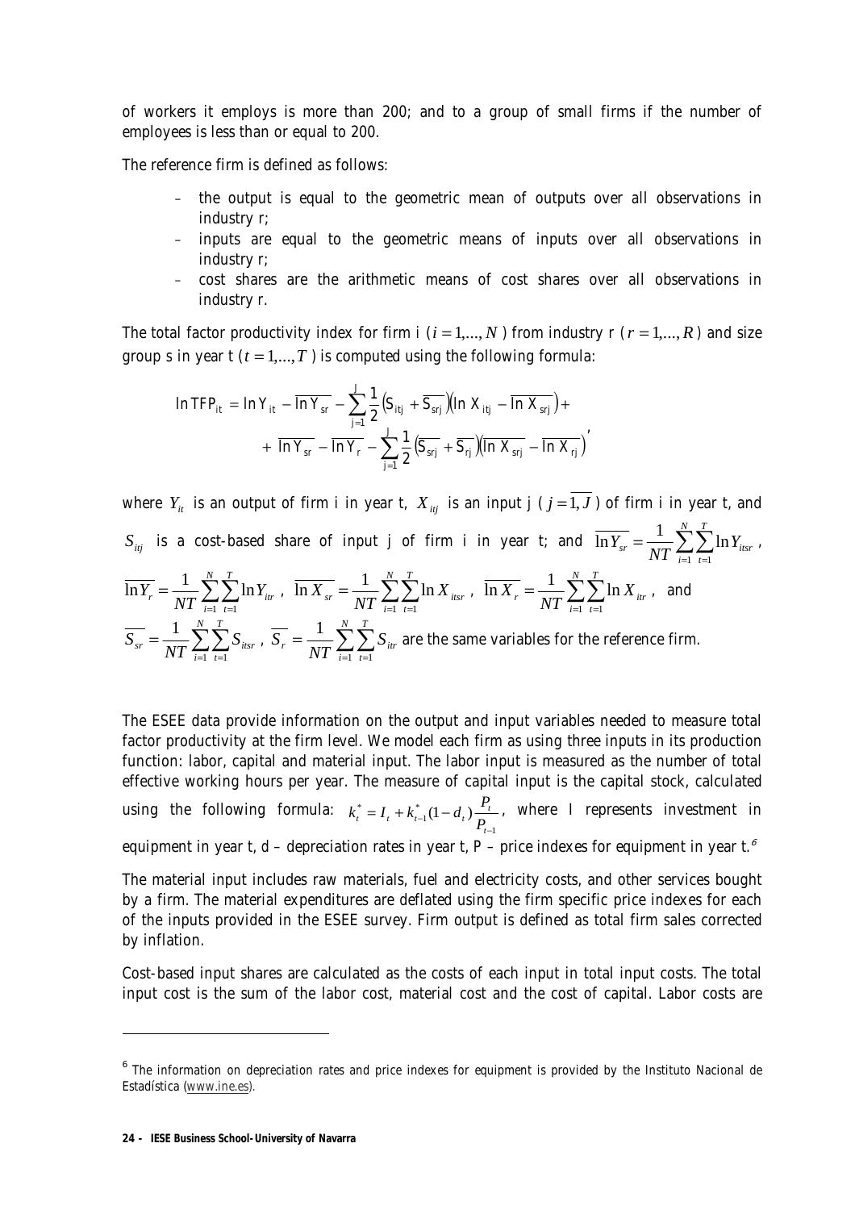of workers it employs is more than 200; and to a group of small firms if the number of employees is less than or equal to 200.

The reference firm is defined as follows:

- the output is equal to the geometric mean of outputs over all observations in industry r;
- inputs are equal to the geometric means of inputs over all observations in industry r;
- cost shares are the arithmetic means of cost shares over all observations in industry r.

The total factor productivity index for firm i ($i = 1,..., N$) from industry r ($r = 1,..., R$) and size group s in year t ($t = 1,..., T$) is computed using the following formula:

$$\ln TFP_{it} = \ln Y_{it} - \overline{\ln Y_{sr}} - \sum_{j=1}^{J} \frac{1}{2}\left(S_{itj} + \overline{S_{srj}}\right)\left(\ln X_{itj} - \overline{\ln X_{srj}}\right) + \\ + \overline{\ln Y_{sr}} - \overline{\ln Y_{r}} - \sum_{j=1}^{J} \frac{1}{2}\left(\overline{S_{srj}} + \overline{S_{rj}}\right)\left(\overline{\ln X_{srj}} - \overline{\ln X_{rj}}\right)'$$

where $Y_{it}$ is an output of firm i in year t, $X_{itj}$ is an input j ($j = \overline{1, J}$) of firm i in year t, and $S_{itj}$ is a cost-based share of input j of firm i in year t; and $\overline{\ln Y_{sr}} = \frac{1}{NT}\sum_{i=1}^{N}\sum_{t=1}^{T} \ln Y_{itsr}$, $\overline{\ln Y_{r}} = \frac{1}{NT}\sum_{i=1}^{N}\sum_{t=1}^{T} \ln Y_{itr}$, $\overline{\ln X_{sr}} = \frac{1}{NT}\sum_{i=1}^{N}\sum_{t=1}^{T} \ln X_{itsr}$, $\overline{\ln X_{r}} = \frac{1}{NT}\sum_{i=1}^{N}\sum_{t=1}^{T} \ln X_{itr}$, and $\overline{S_{sr}} = \frac{1}{NT}\sum_{i=1}^{N}\sum_{t=1}^{T} S_{itsr}$, $\overline{S_{r}} = \frac{1}{NT}\sum_{i=1}^{N}\sum_{t=1}^{T} S_{itr}$ are the same variables for the reference firm.

The ESEE data provide information on the output and input variables needed to measure total factor productivity at the firm level. We model each firm as using three inputs in its production function: labor, capital and material input. The labor input is measured as the number of total effective working hours per year. The measure of capital input is the capital stock, calculated using the following formula: $k_t^* = I_t + k_{t-1}^*(1 - d_t)\frac{P_t}{P_{t-1}}$, where I represents investment in equipment in year t, d – depreciation rates in year t, P – price indexes for equipment in year t.[6]

The material input includes raw materials, fuel and electricity costs, and other services bought by a firm. The material expenditures are deflated using the firm specific price indexes for each of the inputs provided in the ESEE survey. Firm output is defined as total firm sales corrected by inflation.

Cost-based input shares are calculated as the costs of each input in total input costs. The total input cost is the sum of the labor cost, material cost and the cost of capital. Labor costs are

[6] The information on depreciation rates and price indexes for equipment is provided by the Instituto Nacional de Estadística (www.ine.es).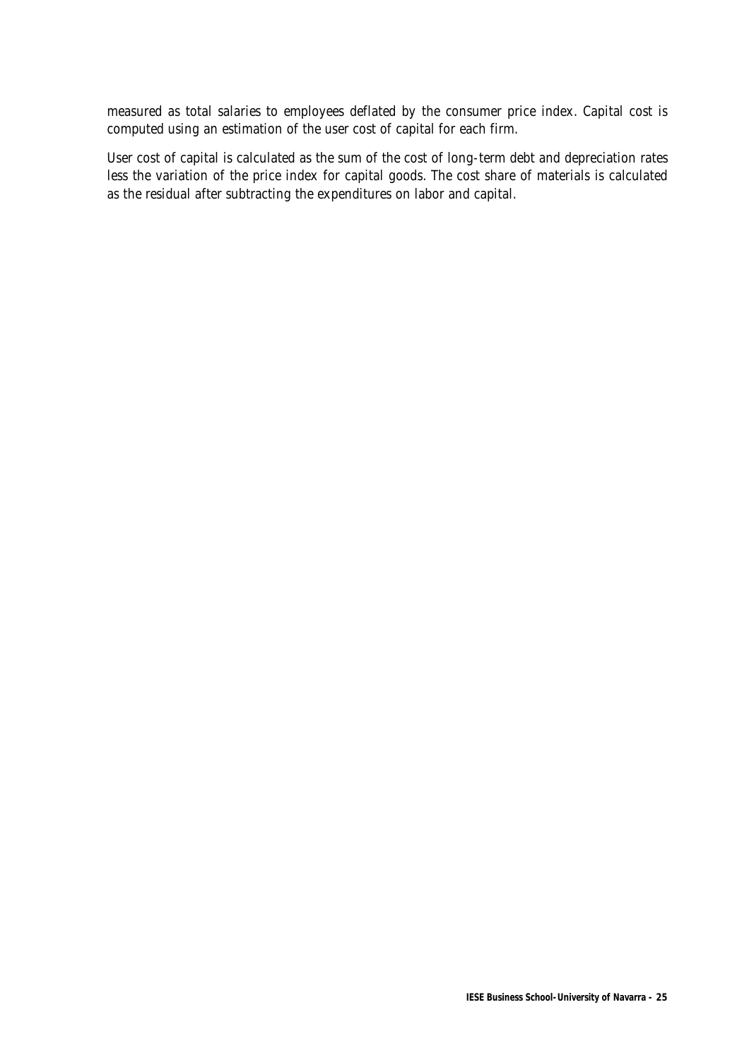measured as total salaries to employees deflated by the consumer price index. Capital cost is computed using an estimation of the user cost of capital for each firm.

User cost of capital is calculated as the sum of the cost of long-term debt and depreciation rates less the variation of the price index for capital goods. The cost share of materials is calculated as the residual after subtracting the expenditures on labor and capital.